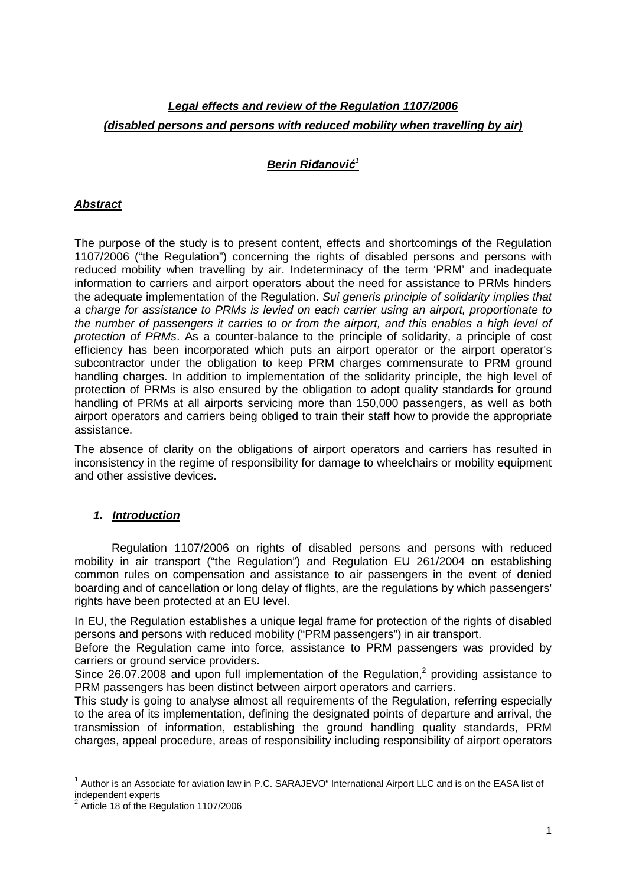# *Legal effects and review of the Regulation 1107/2006*

## *(disabled persons and persons with reduced mobility when travelling by air)*

***Berin Riđanović***[1]

### *Abstract*

The purpose of the study is to present content, effects and shortcomings of the Regulation 1107/2006 ("the Regulation") concerning the rights of disabled persons and persons with reduced mobility when travelling by air. Indeterminacy of the term 'PRM' and inadequate information to carriers and airport operators about the need for assistance to PRMs hinders the adequate implementation of the Regulation. *Sui generis principle of solidarity implies that a charge for assistance to PRMs is levied on each carrier using an airport, proportionate to the number of passengers it carries to or from the airport, and this enables a high level of protection of PRMs*. As a counter-balance to the principle of solidarity, a principle of cost efficiency has been incorporated which puts an airport operator or the airport operator's subcontractor under the obligation to keep PRM charges commensurate to PRM ground handling charges. In addition to implementation of the solidarity principle, the high level of protection of PRMs is also ensured by the obligation to adopt quality standards for ground handling of PRMs at all airports servicing more than 150,000 passengers, as well as both airport operators and carriers being obliged to train their staff how to provide the appropriate assistance.

The absence of clarity on the obligations of airport operators and carriers has resulted in inconsistency in the regime of responsibility for damage to wheelchairs or mobility equipment and other assistive devices.

### *1. Introduction*

Regulation 1107/2006 on rights of disabled persons and persons with reduced mobility in air transport ("the Regulation") and Regulation EU 261/2004 on establishing common rules on compensation and assistance to air passengers in the event of denied boarding and of cancellation or long delay of flights, are the regulations by which passengers' rights have been protected at an EU level.

In EU, the Regulation establishes a unique legal frame for protection of the rights of disabled persons and persons with reduced mobility ("PRM passengers") in air transport.

Before the Regulation came into force, assistance to PRM passengers was provided by carriers or ground service providers.

Since 26.07.2008 and upon full implementation of the Regulation,[2] providing assistance to PRM passengers has been distinct between airport operators and carriers.

This study is going to analyse almost all requirements of the Regulation, referring especially to the area of its implementation, defining the designated points of departure and arrival, the transmission of information, establishing the ground handling quality standards, PRM charges, appeal procedure, areas of responsibility including responsibility of airport operators

---

[1] Author is an Associate for aviation law in P.C. SARAJEVO" International Airport LLC and is on the EASA list of independent experts

[2] Article 18 of the Regulation 1107/2006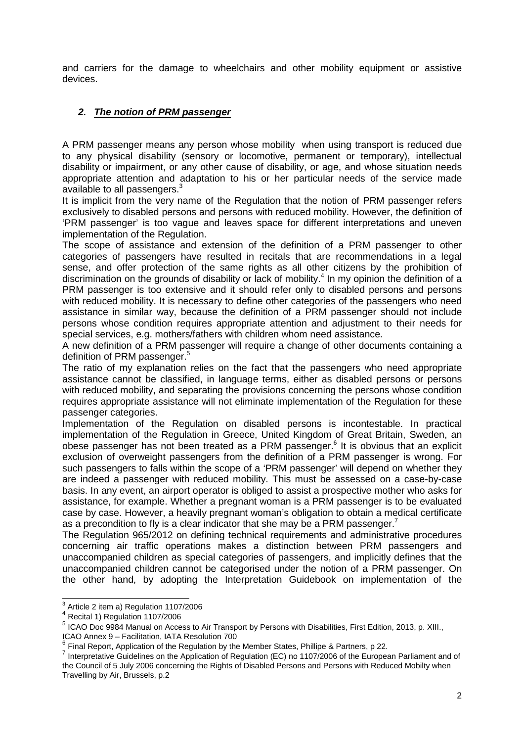and carriers for the damage to wheelchairs and other mobility equipment or assistive devices.

## 2. ***The notion of PRM passenger***

A PRM passenger means any person whose mobility when using transport is reduced due to any physical disability (sensory or locomotive, permanent or temporary), intellectual disability or impairment, or any other cause of disability, or age, and whose situation needs appropriate attention and adaptation to his or her particular needs of the service made available to all passengers.[3]

It is implicit from the very name of the Regulation that the notion of PRM passenger refers exclusively to disabled persons and persons with reduced mobility. However, the definition of 'PRM passenger' is too vague and leaves space for different interpretations and uneven implementation of the Regulation.

The scope of assistance and extension of the definition of a PRM passenger to other categories of passengers have resulted in recitals that are recommendations in a legal sense, and offer protection of the same rights as all other citizens by the prohibition of discrimination on the grounds of disability or lack of mobility.[4] In my opinion the definition of a PRM passenger is too extensive and it should refer only to disabled persons and persons with reduced mobility. It is necessary to define other categories of the passengers who need assistance in similar way, because the definition of a PRM passenger should not include persons whose condition requires appropriate attention and adjustment to their needs for special services, e.g. mothers/fathers with children whom need assistance.

A new definition of a PRM passenger will require a change of other documents containing a definition of PRM passenger.[5]

The ratio of my explanation relies on the fact that the passengers who need appropriate assistance cannot be classified, in language terms, either as disabled persons or persons with reduced mobility, and separating the provisions concerning the persons whose condition requires appropriate assistance will not eliminate implementation of the Regulation for these passenger categories.

Implementation of the Regulation on disabled persons is incontestable. In practical implementation of the Regulation in Greece, United Kingdom of Great Britain, Sweden, an obese passenger has not been treated as a PRM passenger.[6] It is obvious that an explicit exclusion of overweight passengers from the definition of a PRM passenger is wrong. For such passengers to falls within the scope of a 'PRM passenger' will depend on whether they are indeed a passenger with reduced mobility. This must be assessed on a case-by-case basis. In any event, an airport operator is obliged to assist a prospective mother who asks for assistance, for example. Whether a pregnant woman is a PRM passenger is to be evaluated case by case. However, a heavily pregnant woman's obligation to obtain a medical certificate as a precondition to fly is a clear indicator that she may be a PRM passenger.[7]

The Regulation 965/2012 on defining technical requirements and administrative procedures concerning air traffic operations makes a distinction between PRM passengers and unaccompanied children as special categories of passengers, and implicitly defines that the unaccompanied children cannot be categorised under the notion of a PRM passenger. On the other hand, by adopting the Interpretation Guidebook on implementation of the

---

[3] Article 2 item a) Regulation 1107/2006

[4] Recital 1) Regulation 1107/2006

[5] ICAO Doc 9984 Manual on Access to Air Transport by Persons with Disabilities, First Edition, 2013, p. XIII., ICAO Annex 9 – Facilitation, IATA Resolution 700

[6] Final Report, Application of the Regulation by the Member States, Phillipe & Partners, p 22.

[7] Interpretative Guidelines on the Application of Regulation (EC) no 1107/2006 of the European Parliament and of the Council of 5 July 2006 concerning the Rights of Disabled Persons and Persons with Reduced Mobilty when Travelling by Air, Brussels, p.2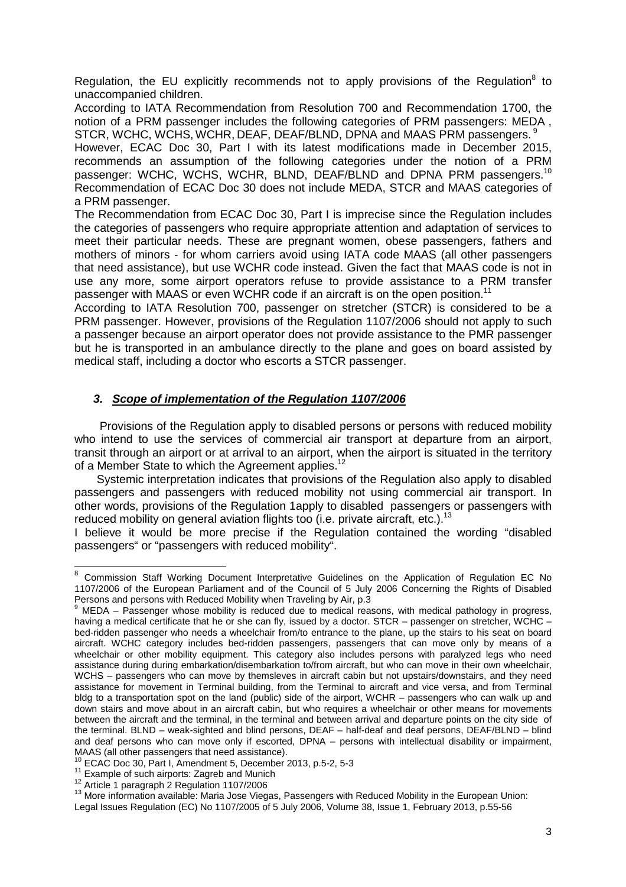Regulation, the EU explicitly recommends not to apply provisions of the Regulation[8] to unaccompanied children.

According to IATA Recommendation from Resolution 700 and Recommendation 1700, the notion of a PRM passenger includes the following categories of PRM passengers: MEDA , STCR, WCHC, WCHS, WCHR, DEAF, DEAF/BLND, DPNA and MAAS PRM passengers. [9]

However, ECAC Doc 30, Part I with its latest modifications made in December 2015, recommends an assumption of the following categories under the notion of a PRM passenger: WCHC, WCHS, WCHR, BLND, DEAF/BLND and DPNA PRM passengers.[10] Recommendation of ECAC Doc 30 does not include MEDA, STCR and MAAS categories of a PRM passenger.

The Recommendation from ECAC Doc 30, Part I is imprecise since the Regulation includes the categories of passengers who require appropriate attention and adaptation of services to meet their particular needs. These are pregnant women, obese passengers, fathers and mothers of minors - for whom carriers avoid using IATA code MAAS (all other passengers that need assistance), but use WCHR code instead. Given the fact that MAAS code is not in use any more, some airport operators refuse to provide assistance to a PRM transfer passenger with MAAS or even WCHR code if an aircraft is on the open position.[11]

According to IATA Resolution 700, passenger on stretcher (STCR) is considered to be a PRM passenger. However, provisions of the Regulation 1107/2006 should not apply to such a passenger because an airport operator does not provide assistance to the PMR passenger but he is transported in an ambulance directly to the plane and goes on board assisted by medical staff, including a doctor who escorts a STCR passenger.

### ***3. Scope of implementation of the Regulation 1107/2006***

Provisions of the Regulation apply to disabled persons or persons with reduced mobility who intend to use the services of commercial air transport at departure from an airport, transit through an airport or at arrival to an airport, when the airport is situated in the territory of a Member State to which the Agreement applies.[12]

Systemic interpretation indicates that provisions of the Regulation also apply to disabled passengers and passengers with reduced mobility not using commercial air transport. In other words, provisions of the Regulation 1apply to disabled passengers or passengers with reduced mobility on general aviation flights too (i.e. private aircraft, etc.).[13]

I believe it would be more precise if the Regulation contained the wording "disabled passengers" or "passengers with reduced mobility".

---

[8] Commission Staff Working Document Interpretative Guidelines on the Application of Regulation EC No 1107/2006 of the European Parliament and of the Council of 5 July 2006 Concerning the Rights of Disabled Persons and persons with Reduced Mobility when Traveling by Air, p.3

[9] MEDA – Passenger whose mobility is reduced due to medical reasons, with medical pathology in progress, having a medical certificate that he or she can fly, issued by a doctor. STCR – passenger on stretcher, WCHC – bed-ridden passenger who needs a wheelchair from/to entrance to the plane, up the stairs to his seat on board aircraft. WCHC category includes bed-ridden passengers, passengers that can move only by means of a wheelchair or other mobility equipment. This category also includes persons with paralyzed legs who need assistance during during embarkation/disembarkation to/from aircraft, but who can move in their own wheelchair, WCHS – passengers who can move by themsleves in aircraft cabin but not upstairs/downstairs, and they need assistance for movement in Terminal building, from the Terminal to aircraft and vice versa, and from Terminal bldg to a transportation spot on the land (public) side of the airport, WCHR – passengers who can walk up and down stairs and move about in an aircraft cabin, but who requires a wheelchair or other means for movements between the aircraft and the terminal, in the terminal and between arrival and departure points on the city side of the terminal. BLND – weak-sighted and blind persons, DEAF – half-deaf and deaf persons, DEAF/BLND – blind and deaf persons who can move only if escorted, DPNA – persons with intellectual disability or impairment, MAAS (all other passengers that need assistance).

[10] ECAC Doc 30, Part I, Amendment 5, December 2013, p.5-2, 5-3

[11] Example of such airports: Zagreb and Munich

[12] Article 1 paragraph 2 Regulation 1107/2006

[13] More information available: Maria Jose Viegas, Passengers with Reduced Mobility in the European Union: Legal Issues Regulation (EC) No 1107/2005 of 5 July 2006, Volume 38, Issue 1, February 2013, p.55-56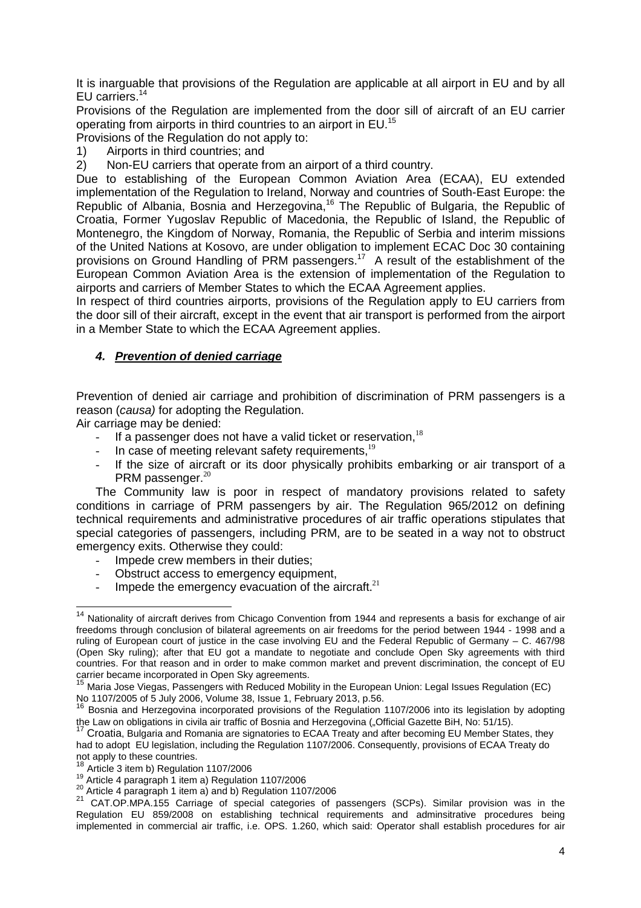It is inarguable that provisions of the Regulation are applicable at all airport in EU and by all EU carriers.[14]

Provisions of the Regulation are implemented from the door sill of aircraft of an EU carrier operating from airports in third countries to an airport in EU.[15]

Provisions of the Regulation do not apply to:

1) Airports in third countries; and
2) Non-EU carriers that operate from an airport of a third country.

Due to establishing of the European Common Aviation Area (ECAA), EU extended implementation of the Regulation to Ireland, Norway and countries of South-East Europe: the Republic of Albania, Bosnia and Herzegovina,[16] The Republic of Bulgaria, the Republic of Croatia, Former Yugoslav Republic of Macedonia, the Republic of Island, the Republic of Montenegro, the Kingdom of Norway, Romania, the Republic of Serbia and interim missions of the United Nations at Kosovo, are under obligation to implement ECAC Doc 30 containing provisions on Ground Handling of PRM passengers.[17] A result of the establishment of the European Common Aviation Area is the extension of implementation of the Regulation to airports and carriers of Member States to which the ECAA Agreement applies.

In respect of third countries airports, provisions of the Regulation apply to EU carriers from the door sill of their aircraft, except in the event that air transport is performed from the airport in a Member State to which the ECAA Agreement applies.

## *4. Prevention of denied carriage*

Prevention of denied air carriage and prohibition of discrimination of PRM passengers is a reason (*causa)* for adopting the Regulation.

Air carriage may be denied:

- If a passenger does not have a valid ticket or reservation,[18]
- In case of meeting relevant safety requirements,[19]
- If the size of aircraft or its door physically prohibits embarking or air transport of a PRM passenger.[20]

The Community law is poor in respect of mandatory provisions related to safety conditions in carriage of PRM passengers by air. The Regulation 965/2012 on defining technical requirements and administrative procedures of air traffic operations stipulates that special categories of passengers, including PRM, are to be seated in a way not to obstruct emergency exits. Otherwise they could:

- Impede crew members in their duties;
- Obstruct access to emergency equipment,
- Impede the emergency evacuation of the aircraft.[21]

---

[14] Nationality of aircraft derives from Chicago Convention from 1944 and represents a basis for exchange of air freedoms through conclusion of bilateral agreements on air freedoms for the period between 1944 - 1998 and a ruling of European court of justice in the case involving EU and the Federal Republic of Germany – C. 467/98 (Open Sky ruling); after that EU got a mandate to negotiate and conclude Open Sky agreements with third countries. For that reason and in order to make common market and prevent discrimination, the concept of EU carrier became incorporated in Open Sky agreements.

[15] Maria Jose Viegas, Passengers with Reduced Mobility in the European Union: Legal Issues Regulation (EC) No 1107/2005 of 5 July 2006, Volume 38, Issue 1, February 2013, p.56.

[16] Bosnia and Herzegovina incorporated provisions of the Regulation 1107/2006 into its legislation by adopting the Law on obligations in civila air traffic of Bosnia and Herzegovina („Official Gazette BiH, No: 51/15).

[17] Croatia, Bulgaria and Romania are signatories to ECAA Treaty and after becoming EU Member States, they had to adopt EU legislation, including the Regulation 1107/2006. Consequently, provisions of ECAA Treaty do not apply to these countries.

[18] Article 3 item b) Regulation 1107/2006

[19] Article 4 paragraph 1 item a) Regulation 1107/2006

[20] Article 4 paragraph 1 item a) and b) Regulation 1107/2006

[21] CAT.OP.MPA.155 Carriage of special categories of passengers (SCPs). Similar provision was in the Regulation EU 859/2008 on establishing technical requirements and adminsitrative procedures being implemented in commercial air traffic, i.e. OPS. 1.260, which said: Operator shall establish procedures for air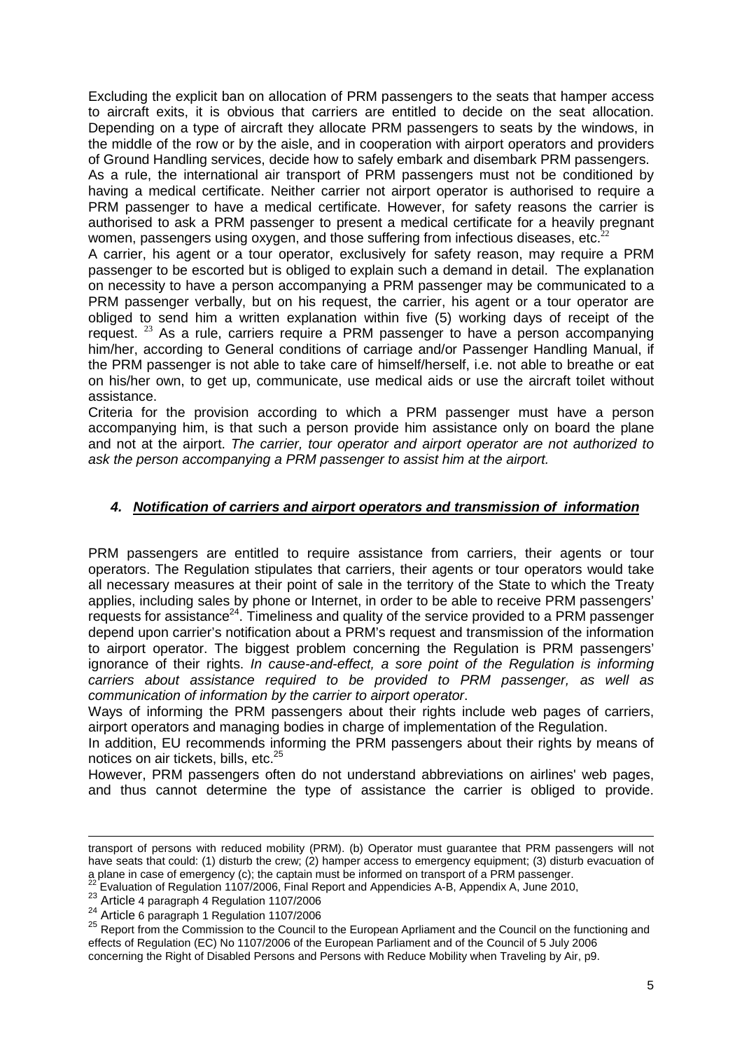Excluding the explicit ban on allocation of PRM passengers to the seats that hamper access to aircraft exits, it is obvious that carriers are entitled to decide on the seat allocation. Depending on a type of aircraft they allocate PRM passengers to seats by the windows, in the middle of the row or by the aisle, and in cooperation with airport operators and providers of Ground Handling services, decide how to safely embark and disembark PRM passengers.

As a rule, the international air transport of PRM passengers must not be conditioned by having a medical certificate. Neither carrier not airport operator is authorised to require a PRM passenger to have a medical certificate. However, for safety reasons the carrier is authorised to ask a PRM passenger to present a medical certificate for a heavily pregnant women, passengers using oxygen, and those suffering from infectious diseases, etc.[22]

A carrier, his agent or a tour operator, exclusively for safety reason, may require a PRM passenger to be escorted but is obliged to explain such a demand in detail. The explanation on necessity to have a person accompanying a PRM passenger may be communicated to a PRM passenger verbally, but on his request, the carrier, his agent or a tour operator are obliged to send him a written explanation within five (5) working days of receipt of the request. [23] As a rule, carriers require a PRM passenger to have a person accompanying him/her, according to General conditions of carriage and/or Passenger Handling Manual, if the PRM passenger is not able to take care of himself/herself, i.e. not able to breathe or eat on his/her own, to get up, communicate, use medical aids or use the aircraft toilet without assistance.

Criteria for the provision according to which a PRM passenger must have a person accompanying him, is that such a person provide him assistance only on board the plane and not at the airport. *The carrier, tour operator and airport operator are not authorized to ask the person accompanying a PRM passenger to assist him at the airport.*

## *4. Notification of carriers and airport operators and transmission of information*

PRM passengers are entitled to require assistance from carriers, their agents or tour operators. The Regulation stipulates that carriers, their agents or tour operators would take all necessary measures at their point of sale in the territory of the State to which the Treaty applies, including sales by phone or Internet, in order to be able to receive PRM passengers' requests for assistance[24]. Timeliness and quality of the service provided to a PRM passenger depend upon carrier's notification about a PRM's request and transmission of the information to airport operator. The biggest problem concerning the Regulation is PRM passengers' ignorance of their rights. *In cause-and-effect, a sore point of the Regulation is informing carriers about assistance required to be provided to PRM passenger, as well as communication of information by the carrier to airport operator*.

Ways of informing the PRM passengers about their rights include web pages of carriers, airport operators and managing bodies in charge of implementation of the Regulation.

In addition, EU recommends informing the PRM passengers about their rights by means of notices on air tickets, bills, etc.[25]

However, PRM passengers often do not understand abbreviations on airlines' web pages, and thus cannot determine the type of assistance the carrier is obliged to provide.

---

transport of persons with reduced mobility (PRM). (b) Operator must guarantee that PRM passengers will not have seats that could: (1) disturb the crew; (2) hamper access to emergency equipment; (3) disturb evacuation of a plane in case of emergency (c); the captain must be informed on transport of a PRM passenger.

[22] Evaluation of Regulation 1107/2006, Final Report and Appendicies A-B, Appendix A, June 2010,

[23] Article 4 paragraph 4 Regulation 1107/2006

[24] Article 6 paragraph 1 Regulation 1107/2006

[25] Report from the Commission to the Council to the European Aprliament and the Council on the functioning and effects of Regulation (EC) No 1107/2006 of the European Parliament and of the Council of 5 July 2006 concerning the Right of Disabled Persons and Persons with Reduce Mobility when Traveling by Air, p9.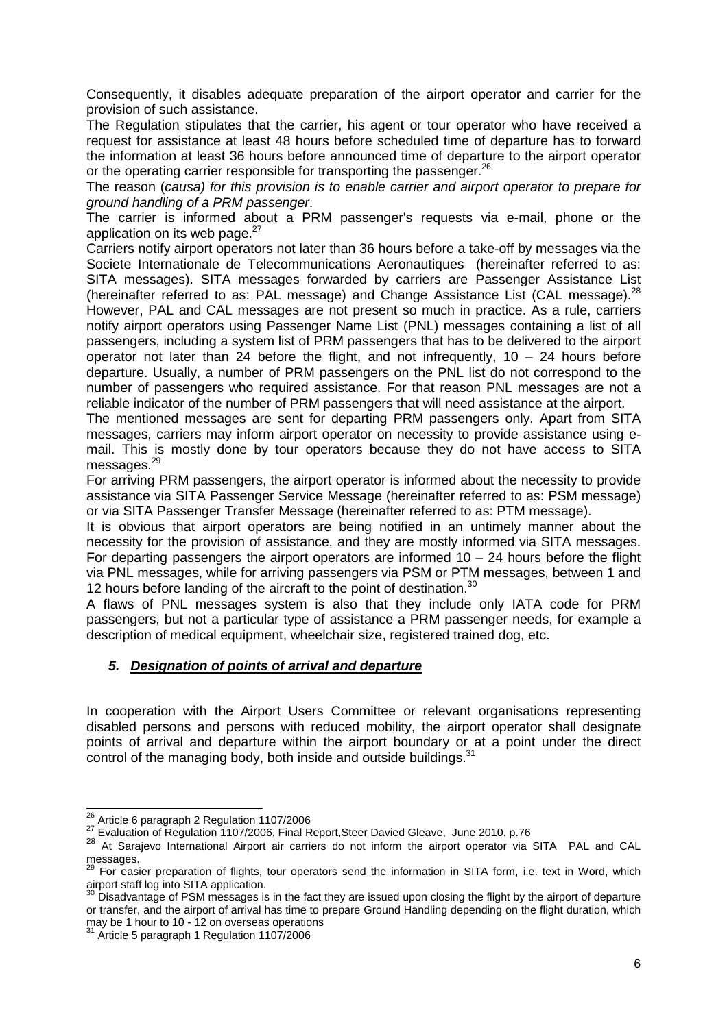Consequently, it disables adequate preparation of the airport operator and carrier for the provision of such assistance.

The Regulation stipulates that the carrier, his agent or tour operator who have received a request for assistance at least 48 hours before scheduled time of departure has to forward the information at least 36 hours before announced time of departure to the airport operator or the operating carrier responsible for transporting the passenger.[26]

The reason (*causa) for this provision is to enable carrier and airport operator to prepare for ground handling of a PRM passenger*.

The carrier is informed about a PRM passenger's requests via e-mail, phone or the application on its web page.[27]

Carriers notify airport operators not later than 36 hours before a take-off by messages via the Societe Internationale de Telecommunications Aeronautiques (hereinafter referred to as: SITA messages). SITA messages forwarded by carriers are Passenger Assistance List (hereinafter referred to as: PAL message) and Change Assistance List (CAL message).[28] However, PAL and CAL messages are not present so much in practice. As a rule, carriers notify airport operators using Passenger Name List (PNL) messages containing a list of all passengers, including a system list of PRM passengers that has to be delivered to the airport operator not later than 24 before the flight, and not infrequently, 10 – 24 hours before departure. Usually, a number of PRM passengers on the PNL list do not correspond to the number of passengers who required assistance. For that reason PNL messages are not a reliable indicator of the number of PRM passengers that will need assistance at the airport.

The mentioned messages are sent for departing PRM passengers only. Apart from SITA messages, carriers may inform airport operator on necessity to provide assistance using e-mail. This is mostly done by tour operators because they do not have access to SITA messages.[29]

For arriving PRM passengers, the airport operator is informed about the necessity to provide assistance via SITA Passenger Service Message (hereinafter referred to as: PSM message) or via SITA Passenger Transfer Message (hereinafter referred to as: PTM message).

It is obvious that airport operators are being notified in an untimely manner about the necessity for the provision of assistance, and they are mostly informed via SITA messages. For departing passengers the airport operators are informed 10 – 24 hours before the flight via PNL messages, while for arriving passengers via PSM or PTM messages, between 1 and 12 hours before landing of the aircraft to the point of destination.[30]

A flaws of PNL messages system is also that they include only IATA code for PRM passengers, but not a particular type of assistance a PRM passenger needs, for example a description of medical equipment, wheelchair size, registered trained dog, etc.

## ***5. Designation of points of arrival and departure***

In cooperation with the Airport Users Committee or relevant organisations representing disabled persons and persons with reduced mobility, the airport operator shall designate points of arrival and departure within the airport boundary or at a point under the direct control of the managing body, both inside and outside buildings.[31]

---

[26] Article 6 paragraph 2 Regulation 1107/2006

[27] Evaluation of Regulation 1107/2006, Final Report,Steer Davied Gleave, June 2010, p.76

[28] At Sarajevo International Airport air carriers do not inform the airport operator via SITA PAL and CAL messages.

[29] For easier preparation of flights, tour operators send the information in SITA form, i.e. text in Word, which airport staff log into SITA application.

[30] Disadvantage of PSM messages is in the fact they are issued upon closing the flight by the airport of departure or transfer, and the airport of arrival has time to prepare Ground Handling depending on the flight duration, which may be 1 hour to 10 - 12 on overseas operations

[31] Article 5 paragraph 1 Regulation 1107/2006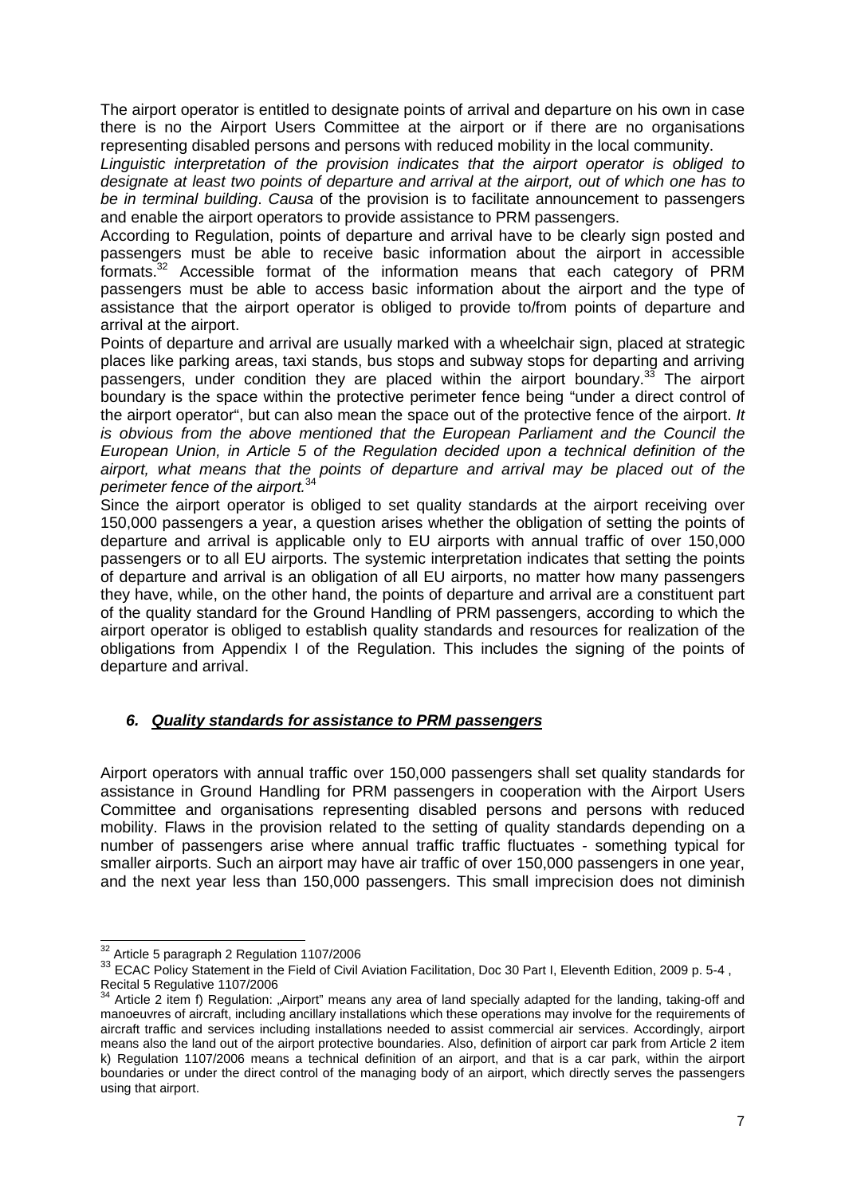The airport operator is entitled to designate points of arrival and departure on his own in case there is no the Airport Users Committee at the airport or if there are no organisations representing disabled persons and persons with reduced mobility in the local community.

*Linguistic interpretation of the provision indicates that the airport operator is obliged to designate at least two points of departure and arrival at the airport, out of which one has to be in terminal building*. *Causa* of the provision is to facilitate announcement to passengers and enable the airport operators to provide assistance to PRM passengers.

According to Regulation, points of departure and arrival have to be clearly sign posted and passengers must be able to receive basic information about the airport in accessible formats.[32] Accessible format of the information means that each category of PRM passengers must be able to access basic information about the airport and the type of assistance that the airport operator is obliged to provide to/from points of departure and arrival at the airport.

Points of departure and arrival are usually marked with a wheelchair sign, placed at strategic places like parking areas, taxi stands, bus stops and subway stops for departing and arriving passengers, under condition they are placed within the airport boundary.[33] The airport boundary is the space within the protective perimeter fence being "under a direct control of the airport operator", but can also mean the space out of the protective fence of the airport. *It is obvious from the above mentioned that the European Parliament and the Council the European Union, in Article 5 of the Regulation decided upon a technical definition of the airport, what means that the points of departure and arrival may be placed out of the perimeter fence of the airport.*[34]

Since the airport operator is obliged to set quality standards at the airport receiving over 150,000 passengers a year, a question arises whether the obligation of setting the points of departure and arrival is applicable only to EU airports with annual traffic of over 150,000 passengers or to all EU airports. The systemic interpretation indicates that setting the points of departure and arrival is an obligation of all EU airports, no matter how many passengers they have, while, on the other hand, the points of departure and arrival are a constituent part of the quality standard for the Ground Handling of PRM passengers, according to which the airport operator is obliged to establish quality standards and resources for realization of the obligations from Appendix I of the Regulation. This includes the signing of the points of departure and arrival.

## *6. Quality standards for assistance to PRM passengers*

Airport operators with annual traffic over 150,000 passengers shall set quality standards for assistance in Ground Handling for PRM passengers in cooperation with the Airport Users Committee and organisations representing disabled persons and persons with reduced mobility. Flaws in the provision related to the setting of quality standards depending on a number of passengers arise where annual traffic traffic fluctuates - something typical for smaller airports. Such an airport may have air traffic of over 150,000 passengers in one year, and the next year less than 150,000 passengers. This small imprecision does not diminish

---

[32] Article 5 paragraph 2 Regulation 1107/2006

[33] ECAC Policy Statement in the Field of Civil Aviation Facilitation, Doc 30 Part I, Eleventh Edition, 2009 p. 5-4 , Recital 5 Regulative 1107/2006

[34] Article 2 item f) Regulation: „Airport" means any area of land specially adapted for the landing, taking-off and manoeuvres of aircraft, including ancillary installations which these operations may involve for the requirements of aircraft traffic and services including installations needed to assist commercial air services. Accordingly, airport means also the land out of the airport protective boundaries. Also, definition of airport car park from Article 2 item k) Regulation 1107/2006 means a technical definition of an airport, and that is a car park, within the airport boundaries or under the direct control of the managing body of an airport, which directly serves the passengers using that airport.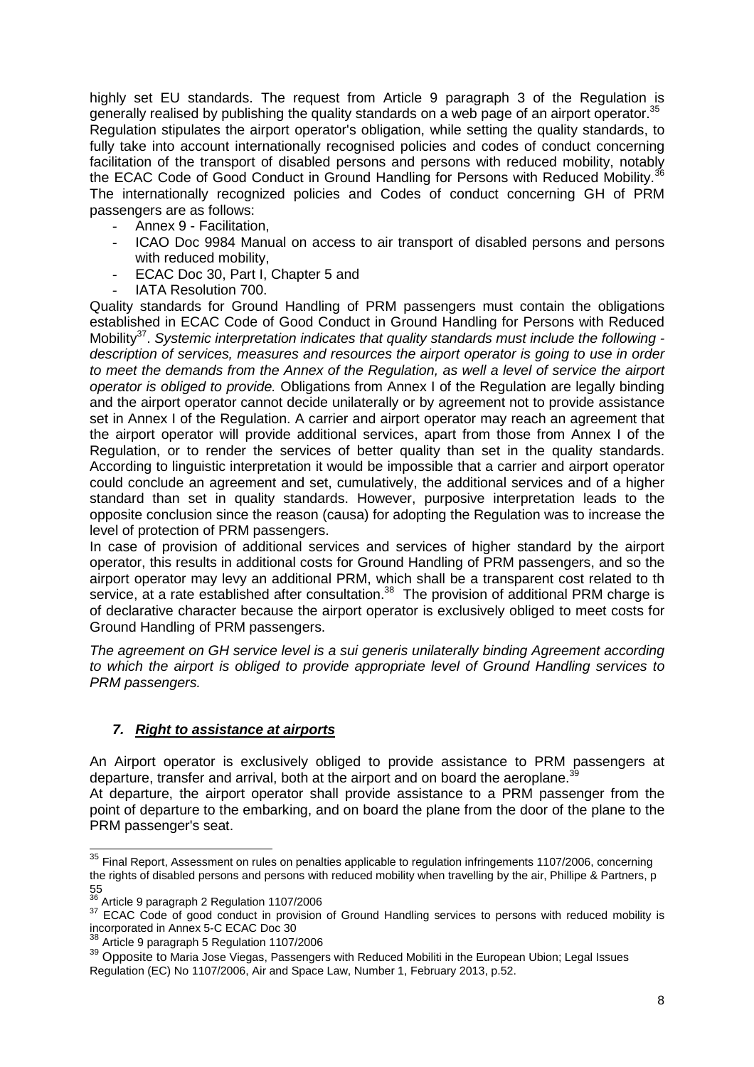highly set EU standards. The request from Article 9 paragraph 3 of the Regulation is generally realised by publishing the quality standards on a web page of an airport operator.[35]
Regulation stipulates the airport operator's obligation, while setting the quality standards, to fully take into account internationally recognised policies and codes of conduct concerning facilitation of the transport of disabled persons and persons with reduced mobility, notably the ECAC Code of Good Conduct in Ground Handling for Persons with Reduced Mobility.[36]
The internationally recognized policies and Codes of conduct concerning GH of PRM passengers are as follows:

- Annex 9 - Facilitation,
- ICAO Doc 9984 Manual on access to air transport of disabled persons and persons with reduced mobility,
- ECAC Doc 30, Part I, Chapter 5 and
- IATA Resolution 700.

Quality standards for Ground Handling of PRM passengers must contain the obligations established in ECAC Code of Good Conduct in Ground Handling for Persons with Reduced Mobility[37]. *Systemic interpretation indicates that quality standards must include the following - description of services, measures and resources the airport operator is going to use in order to meet the demands from the Annex of the Regulation, as well a level of service the airport operator is obliged to provide.* Obligations from Annex I of the Regulation are legally binding and the airport operator cannot decide unilaterally or by agreement not to provide assistance set in Annex I of the Regulation. A carrier and airport operator may reach an agreement that the airport operator will provide additional services, apart from those from Annex I of the Regulation, or to render the services of better quality than set in the quality standards. According to linguistic interpretation it would be impossible that a carrier and airport operator could conclude an agreement and set, cumulatively, the additional services and of a higher standard than set in quality standards. However, purposive interpretation leads to the opposite conclusion since the reason (causa) for adopting the Regulation was to increase the level of protection of PRM passengers.
In case of provision of additional services and services of higher standard by the airport operator, this results in additional costs for Ground Handling of PRM passengers, and so the airport operator may levy an additional PRM, which shall be a transparent cost related to th service, at a rate established after consultation.[38] The provision of additional PRM charge is of declarative character because the airport operator is exclusively obliged to meet costs for Ground Handling of PRM passengers.

*The agreement on GH service level is a sui generis unilaterally binding Agreement according to which the airport is obliged to provide appropriate level of Ground Handling services to PRM passengers.*

## *7. Right to assistance at airports*

An Airport operator is exclusively obliged to provide assistance to PRM passengers at departure, transfer and arrival, both at the airport and on board the aeroplane.[39]
At departure, the airport operator shall provide assistance to a PRM passenger from the point of departure to the embarking, and on board the plane from the door of the plane to the PRM passenger's seat.

---

[35] Final Report, Assessment on rules on penalties applicable to regulation infringements 1107/2006, concerning the rights of disabled persons and persons with reduced mobility when travelling by the air, Phillipe & Partners, p 55

[36] Article 9 paragraph 2 Regulation 1107/2006

[37] ECAC Code of good conduct in provision of Ground Handling services to persons with reduced mobility is incorporated in Annex 5-C ECAC Doc 30

[38] Article 9 paragraph 5 Regulation 1107/2006

[39] Opposite to Maria Jose Viegas, Passengers with Reduced Mobiliti in the European Ubion; Legal Issues Regulation (EC) No 1107/2006, Air and Space Law, Number 1, February 2013, p.52.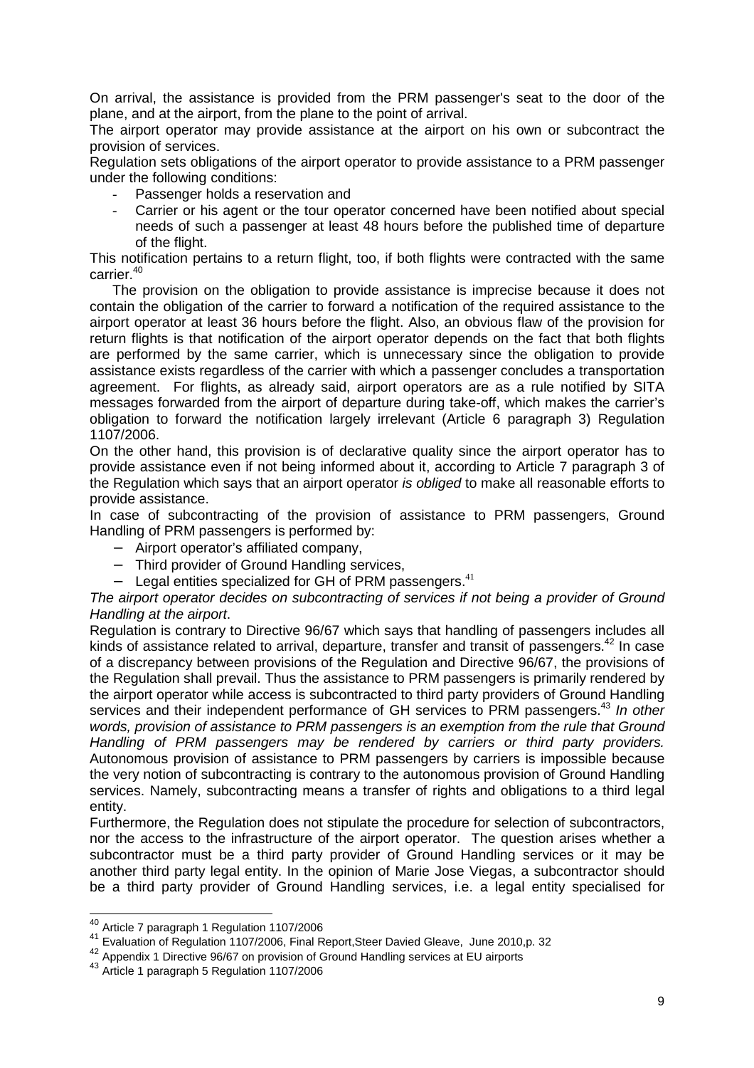On arrival, the assistance is provided from the PRM passenger's seat to the door of the plane, and at the airport, from the plane to the point of arrival.

The airport operator may provide assistance at the airport on his own or subcontract the provision of services.

Regulation sets obligations of the airport operator to provide assistance to a PRM passenger under the following conditions:

- Passenger holds a reservation and
- Carrier or his agent or the tour operator concerned have been notified about special needs of such a passenger at least 48 hours before the published time of departure of the flight.

This notification pertains to a return flight, too, if both flights were contracted with the same carrier.[40]

The provision on the obligation to provide assistance is imprecise because it does not contain the obligation of the carrier to forward a notification of the required assistance to the airport operator at least 36 hours before the flight. Also, an obvious flaw of the provision for return flights is that notification of the airport operator depends on the fact that both flights are performed by the same carrier, which is unnecessary since the obligation to provide assistance exists regardless of the carrier with which a passenger concludes a transportation agreement. For flights, as already said, airport operators are as a rule notified by SITA messages forwarded from the airport of departure during take-off, which makes the carrier's obligation to forward the notification largely irrelevant (Article 6 paragraph 3) Regulation 1107/2006.

On the other hand, this provision is of declarative quality since the airport operator has to provide assistance even if not being informed about it, according to Article 7 paragraph 3 of the Regulation which says that an airport operator *is obliged* to make all reasonable efforts to provide assistance.

In case of subcontracting of the provision of assistance to PRM passengers, Ground Handling of PRM passengers is performed by:

- Airport operator's affiliated company,
- Third provider of Ground Handling services,
- Legal entities specialized for GH of PRM passengers.[41]

*The airport operator decides on subcontracting of services if not being a provider of Ground Handling at the airport.*

Regulation is contrary to Directive 96/67 which says that handling of passengers includes all kinds of assistance related to arrival, departure, transfer and transit of passengers.[42] In case of a discrepancy between provisions of the Regulation and Directive 96/67, the provisions of the Regulation shall prevail. Thus the assistance to PRM passengers is primarily rendered by the airport operator while access is subcontracted to third party providers of Ground Handling services and their independent performance of GH services to PRM passengers.[43] *In other words, provision of assistance to PRM passengers is an exemption from the rule that Ground Handling of PRM passengers may be rendered by carriers or third party providers.* Autonomous provision of assistance to PRM passengers by carriers is impossible because the very notion of subcontracting is contrary to the autonomous provision of Ground Handling services. Namely, subcontracting means a transfer of rights and obligations to a third legal entity.

Furthermore, the Regulation does not stipulate the procedure for selection of subcontractors, nor the access to the infrastructure of the airport operator. The question arises whether a subcontractor must be a third party provider of Ground Handling services or it may be another third party legal entity. In the opinion of Marie Jose Viegas, a subcontractor should be a third party provider of Ground Handling services, i.e. a legal entity specialised for

---

[40] Article 7 paragraph 1 Regulation 1107/2006

[41] Evaluation of Regulation 1107/2006, Final Report,Steer Davied Gleave, June 2010,p. 32

[42] Appendix 1 Directive 96/67 on provision of Ground Handling services at EU airports

[43] Article 1 paragraph 5 Regulation 1107/2006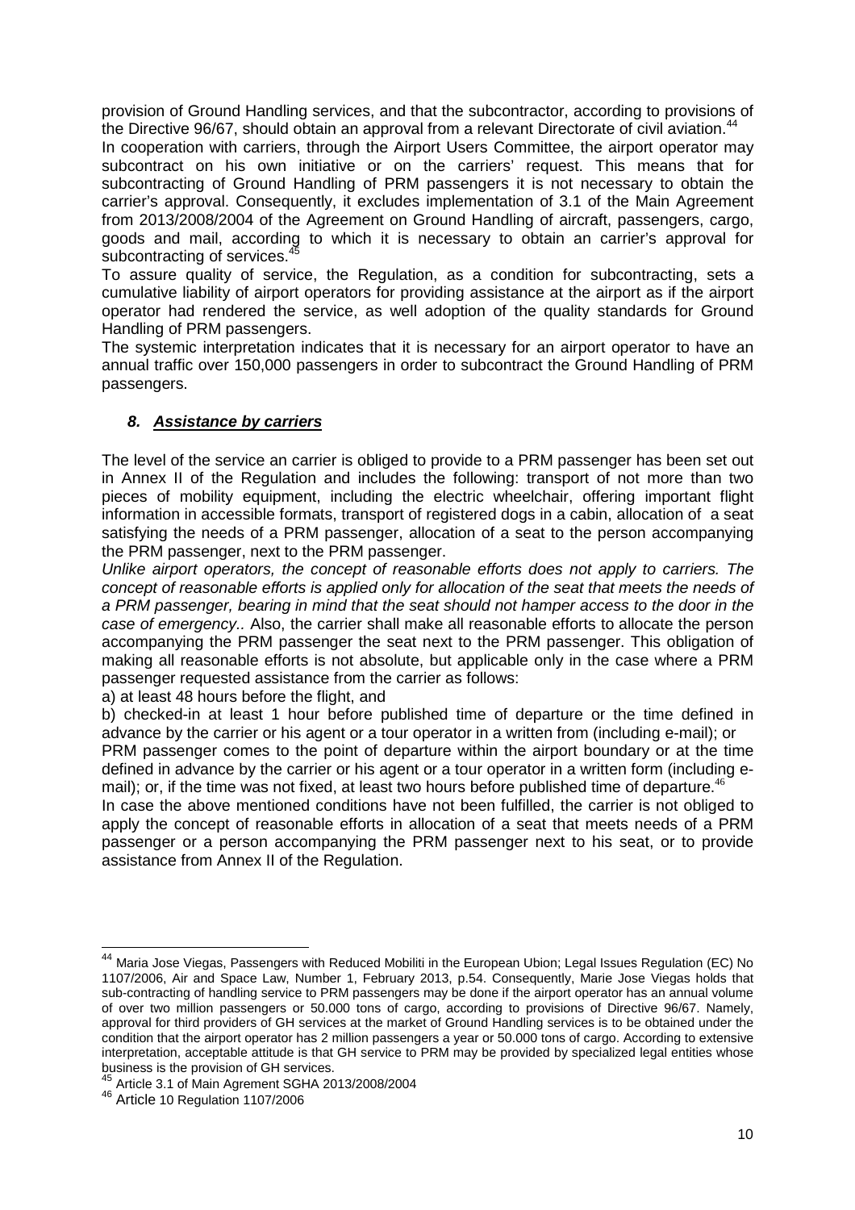provision of Ground Handling services, and that the subcontractor, according to provisions of the Directive 96/67, should obtain an approval from a relevant Directorate of civil aviation.[44]

In cooperation with carriers, through the Airport Users Committee, the airport operator may subcontract on his own initiative or on the carriers' request. This means that for subcontracting of Ground Handling of PRM passengers it is not necessary to obtain the carrier's approval. Consequently, it excludes implementation of 3.1 of the Main Agreement from 2013/2008/2004 of the Agreement on Ground Handling of aircraft, passengers, cargo, goods and mail, according to which it is necessary to obtain an carrier's approval for subcontracting of services.[45]

To assure quality of service, the Regulation, as a condition for subcontracting, sets a cumulative liability of airport operators for providing assistance at the airport as if the airport operator had rendered the service, as well adoption of the quality standards for Ground Handling of PRM passengers.

The systemic interpretation indicates that it is necessary for an airport operator to have an annual traffic over 150,000 passengers in order to subcontract the Ground Handling of PRM passengers.

## *8. Assistance by carriers*

The level of the service an carrier is obliged to provide to a PRM passenger has been set out in Annex II of the Regulation and includes the following: transport of not more than two pieces of mobility equipment, including the electric wheelchair, offering important flight information in accessible formats, transport of registered dogs in a cabin, allocation of a seat satisfying the needs of a PRM passenger, allocation of a seat to the person accompanying the PRM passenger, next to the PRM passenger.

*Unlike airport operators, the concept of reasonable efforts does not apply to carriers. The concept of reasonable efforts is applied only for allocation of the seat that meets the needs of a PRM passenger, bearing in mind that the seat should not hamper access to the door in the case of emergency..* Also, the carrier shall make all reasonable efforts to allocate the person accompanying the PRM passenger the seat next to the PRM passenger. This obligation of making all reasonable efforts is not absolute, but applicable only in the case where a PRM passenger requested assistance from the carrier as follows:

a) at least 48 hours before the flight, and

b) checked-in at least 1 hour before published time of departure or the time defined in advance by the carrier or his agent or a tour operator in a written from (including e-mail); or

PRM passenger comes to the point of departure within the airport boundary or at the time defined in advance by the carrier or his agent or a tour operator in a written form (including e-mail); or, if the time was not fixed, at least two hours before published time of departure.[46]

In case the above mentioned conditions have not been fulfilled, the carrier is not obliged to apply the concept of reasonable efforts in allocation of a seat that meets needs of a PRM passenger or a person accompanying the PRM passenger next to his seat, or to provide assistance from Annex II of the Regulation.

---

[44] Maria Jose Viegas, Passengers with Reduced Mobiliti in the European Ubion; Legal Issues Regulation (EC) No 1107/2006, Air and Space Law, Number 1, February 2013, p.54. Consequently, Marie Jose Viegas holds that sub-contracting of handling service to PRM passengers may be done if the airport operator has an annual volume of over two million passengers or 50.000 tons of cargo, according to provisions of Directive 96/67. Namely, approval for third providers of GH services at the market of Ground Handling services is to be obtained under the condition that the airport operator has 2 million passengers a year or 50.000 tons of cargo. According to extensive interpretation, acceptable attitude is that GH service to PRM may be provided by specialized legal entities whose business is the provision of GH services.

[45] Article 3.1 of Main Agrement SGHA 2013/2008/2004

[46] Article 10 Regulation 1107/2006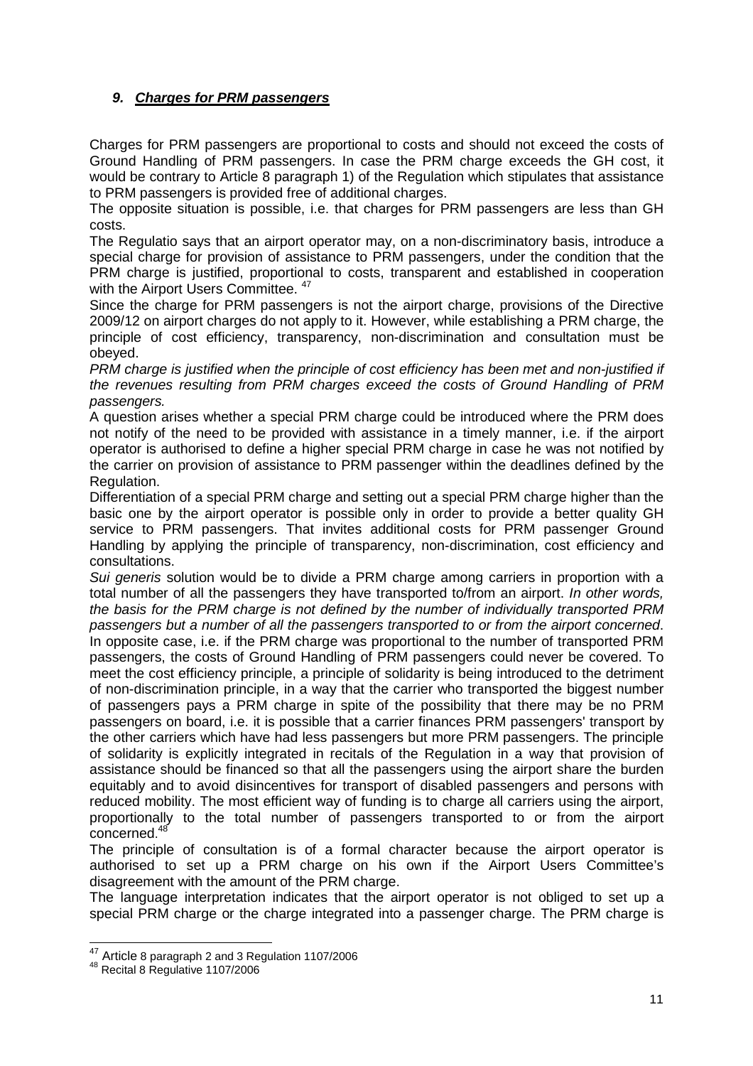## *9. Charges for PRM passengers*

Charges for PRM passengers are proportional to costs and should not exceed the costs of Ground Handling of PRM passengers. In case the PRM charge exceeds the GH cost, it would be contrary to Article 8 paragraph 1) of the Regulation which stipulates that assistance to PRM passengers is provided free of additional charges.

The opposite situation is possible, i.e. that charges for PRM passengers are less than GH costs.

The Regulatio says that an airport operator may, on a non-discriminatory basis, introduce a special charge for provision of assistance to PRM passengers, under the condition that the PRM charge is justified, proportional to costs, transparent and established in cooperation with the Airport Users Committee. [47]

Since the charge for PRM passengers is not the airport charge, provisions of the Directive 2009/12 on airport charges do not apply to it. However, while establishing a PRM charge, the principle of cost efficiency, transparency, non-discrimination and consultation must be obeyed.

*PRM charge is justified when the principle of cost efficiency has been met and non-justified if the revenues resulting from PRM charges exceed the costs of Ground Handling of PRM passengers.*

A question arises whether a special PRM charge could be introduced where the PRM does not notify of the need to be provided with assistance in a timely manner, i.e. if the airport operator is authorised to define a higher special PRM charge in case he was not notified by the carrier on provision of assistance to PRM passenger within the deadlines defined by the Regulation.

Differentiation of a special PRM charge and setting out a special PRM charge higher than the basic one by the airport operator is possible only in order to provide a better quality GH service to PRM passengers. That invites additional costs for PRM passenger Ground Handling by applying the principle of transparency, non-discrimination, cost efficiency and consultations.

*Sui generis* solution would be to divide a PRM charge among carriers in proportion with a total number of all the passengers they have transported to/from an airport. *In other words, the basis for the PRM charge is not defined by the number of individually transported PRM passengers but a number of all the passengers transported to or from the airport concerned*. In opposite case, i.e. if the PRM charge was proportional to the number of transported PRM passengers, the costs of Ground Handling of PRM passengers could never be covered. To meet the cost efficiency principle, a principle of solidarity is being introduced to the detriment of non-discrimination principle, in a way that the carrier who transported the biggest number of passengers pays a PRM charge in spite of the possibility that there may be no PRM passengers on board, i.e. it is possible that a carrier finances PRM passengers' transport by the other carriers which have had less passengers but more PRM passengers. The principle of solidarity is explicitly integrated in recitals of the Regulation in a way that provision of assistance should be financed so that all the passengers using the airport share the burden equitably and to avoid disincentives for transport of disabled passengers and persons with reduced mobility. The most efficient way of funding is to charge all carriers using the airport, proportionally to the total number of passengers transported to or from the airport concerned.[48]

The principle of consultation is of a formal character because the airport operator is authorised to set up a PRM charge on his own if the Airport Users Committee's disagreement with the amount of the PRM charge.

The language interpretation indicates that the airport operator is not obliged to set up a special PRM charge or the charge integrated into a passenger charge. The PRM charge is

[47] Article 8 paragraph 2 and 3 Regulation 1107/2006

[48] Recital 8 Regulative 1107/2006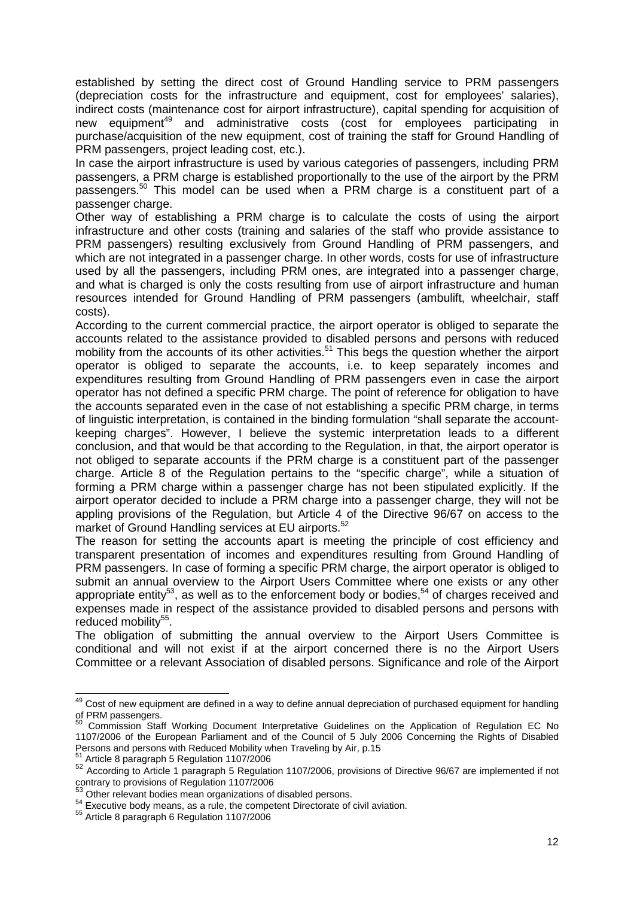established by setting the direct cost of Ground Handling service to PRM passengers (depreciation costs for the infrastructure and equipment, cost for employees' salaries), indirect costs (maintenance cost for airport infrastructure), capital spending for acquisition of new equipment[49] and administrative costs (cost for employees participating in purchase/acquisition of the new equipment, cost of training the staff for Ground Handling of PRM passengers, project leading cost, etc.).

In case the airport infrastructure is used by various categories of passengers, including PRM passengers, a PRM charge is established proportionally to the use of the airport by the PRM passengers.[50] This model can be used when a PRM charge is a constituent part of a passenger charge.

Other way of establishing a PRM charge is to calculate the costs of using the airport infrastructure and other costs (training and salaries of the staff who provide assistance to PRM passengers) resulting exclusively from Ground Handling of PRM passengers, and which are not integrated in a passenger charge. In other words, costs for use of infrastructure used by all the passengers, including PRM ones, are integrated into a passenger charge, and what is charged is only the costs resulting from use of airport infrastructure and human resources intended for Ground Handling of PRM passengers (ambulift, wheelchair, staff costs).

According to the current commercial practice, the airport operator is obliged to separate the accounts related to the assistance provided to disabled persons and persons with reduced mobility from the accounts of its other activities.[51] This begs the question whether the airport operator is obliged to separate the accounts, i.e. to keep separately incomes and expenditures resulting from Ground Handling of PRM passengers even in case the airport operator has not defined a specific PRM charge. The point of reference for obligation to have the accounts separated even in the case of not establishing a specific PRM charge, in terms of linguistic interpretation, is contained in the binding formulation "shall separate the account-keeping charges". However, I believe the systemic interpretation leads to a different conclusion, and that would be that according to the Regulation, in that, the airport operator is not obliged to separate accounts if the PRM charge is a constituent part of the passenger charge. Article 8 of the Regulation pertains to the "specific charge", while a situation of forming a PRM charge within a passenger charge has not been stipulated explicitly. If the airport operator decided to include a PRM charge into a passenger charge, they will not be appling provisions of the Regulation, but Article 4 of the Directive 96/67 on access to the market of Ground Handling services at EU airports.[52]

The reason for setting the accounts apart is meeting the principle of cost efficiency and transparent presentation of incomes and expenditures resulting from Ground Handling of PRM passengers. In case of forming a specific PRM charge, the airport operator is obliged to submit an annual overview to the Airport Users Committee where one exists or any other appropriate entity[53], as well as to the enforcement body or bodies,[54] of charges received and expenses made in respect of the assistance provided to disabled persons and persons with reduced mobility[55].

The obligation of submitting the annual overview to the Airport Users Committee is conditional and will not exist if at the airport concerned there is no the Airport Users Committee or a relevant Association of disabled persons. Significance and role of the Airport

---

[49] Cost of new equipment are defined in a way to define annual depreciation of purchased equipment for handling of PRM passengers.

[50] Commission Staff Working Document Interpretative Guidelines on the Application of Regulation EC No 1107/2006 of the European Parliament and of the Council of 5 July 2006 Concerning the Rights of Disabled Persons and persons with Reduced Mobility when Traveling by Air, p.15

[51] Article 8 paragraph 5 Regulation 1107/2006

[52] According to Article 1 paragraph 5 Regulation 1107/2006, provisions of Directive 96/67 are implemented if not contrary to provisions of Regulation 1107/2006

[53] Other relevant bodies mean organizations of disabled persons.

[54] Executive body means, as a rule, the competent Directorate of civil aviation.

[55] Article 8 paragraph 6 Regulation 1107/2006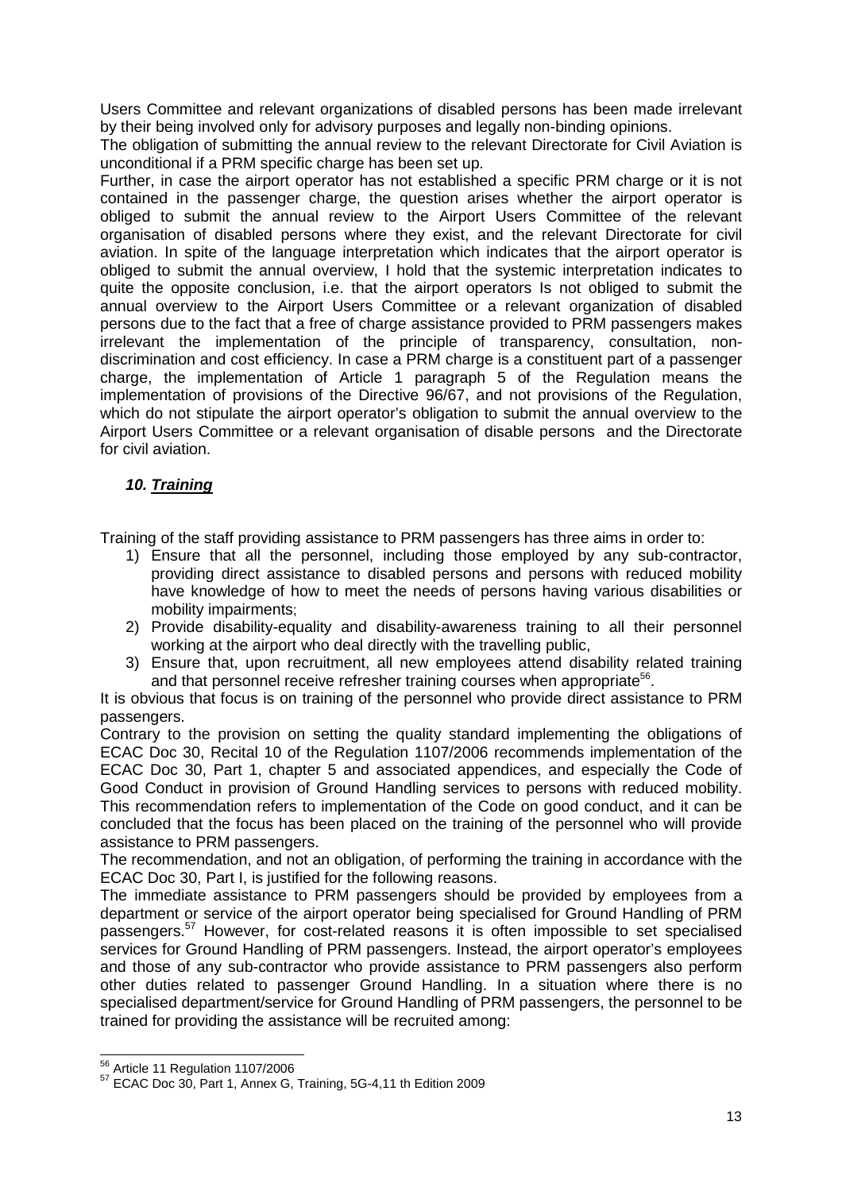Users Committee and relevant organizations of disabled persons has been made irrelevant by their being involved only for advisory purposes and legally non-binding opinions.

The obligation of submitting the annual review to the relevant Directorate for Civil Aviation is unconditional if a PRM specific charge has been set up.

Further, in case the airport operator has not established a specific PRM charge or it is not contained in the passenger charge, the question arises whether the airport operator is obliged to submit the annual review to the Airport Users Committee of the relevant organisation of disabled persons where they exist, and the relevant Directorate for civil aviation. In spite of the language interpretation which indicates that the airport operator is obliged to submit the annual overview, I hold that the systemic interpretation indicates to quite the opposite conclusion, i.e. that the airport operators Is not obliged to submit the annual overview to the Airport Users Committee or a relevant organization of disabled persons due to the fact that a free of charge assistance provided to PRM passengers makes irrelevant the implementation of the principle of transparency, consultation, non-discrimination and cost efficiency. In case a PRM charge is a constituent part of a passenger charge, the implementation of Article 1 paragraph 5 of the Regulation means the implementation of provisions of the Directive 96/67, and not provisions of the Regulation, which do not stipulate the airport operator's obligation to submit the annual overview to the Airport Users Committee or a relevant organisation of disable persons and the Directorate for civil aviation.

### *10. Training*

Training of the staff providing assistance to PRM passengers has three aims in order to:

1) Ensure that all the personnel, including those employed by any sub-contractor, providing direct assistance to disabled persons and persons with reduced mobility have knowledge of how to meet the needs of persons having various disabilities or mobility impairments;
2) Provide disability-equality and disability-awareness training to all their personnel working at the airport who deal directly with the travelling public,
3) Ensure that, upon recruitment, all new employees attend disability related training and that personnel receive refresher training courses when appropriate[56].

It is obvious that focus is on training of the personnel who provide direct assistance to PRM passengers.

Contrary to the provision on setting the quality standard implementing the obligations of ECAC Doc 30, Recital 10 of the Regulation 1107/2006 recommends implementation of the ECAC Doc 30, Part 1, chapter 5 and associated appendices, and especially the Code of Good Conduct in provision of Ground Handling services to persons with reduced mobility. This recommendation refers to implementation of the Code on good conduct, and it can be concluded that the focus has been placed on the training of the personnel who will provide assistance to PRM passengers.

The recommendation, and not an obligation, of performing the training in accordance with the ECAC Doc 30, Part I, is justified for the following reasons.

The immediate assistance to PRM passengers should be provided by employees from a department or service of the airport operator being specialised for Ground Handling of PRM passengers.[57] However, for cost-related reasons it is often impossible to set specialised services for Ground Handling of PRM passengers. Instead, the airport operator's employees and those of any sub-contractor who provide assistance to PRM passengers also perform other duties related to passenger Ground Handling. In a situation where there is no specialised department/service for Ground Handling of PRM passengers, the personnel to be trained for providing the assistance will be recruited among:

---

[56] Article 11 Regulation 1107/2006

[57] ECAC Doc 30, Part 1, Annex G, Training, 5G-4,11 th Edition 2009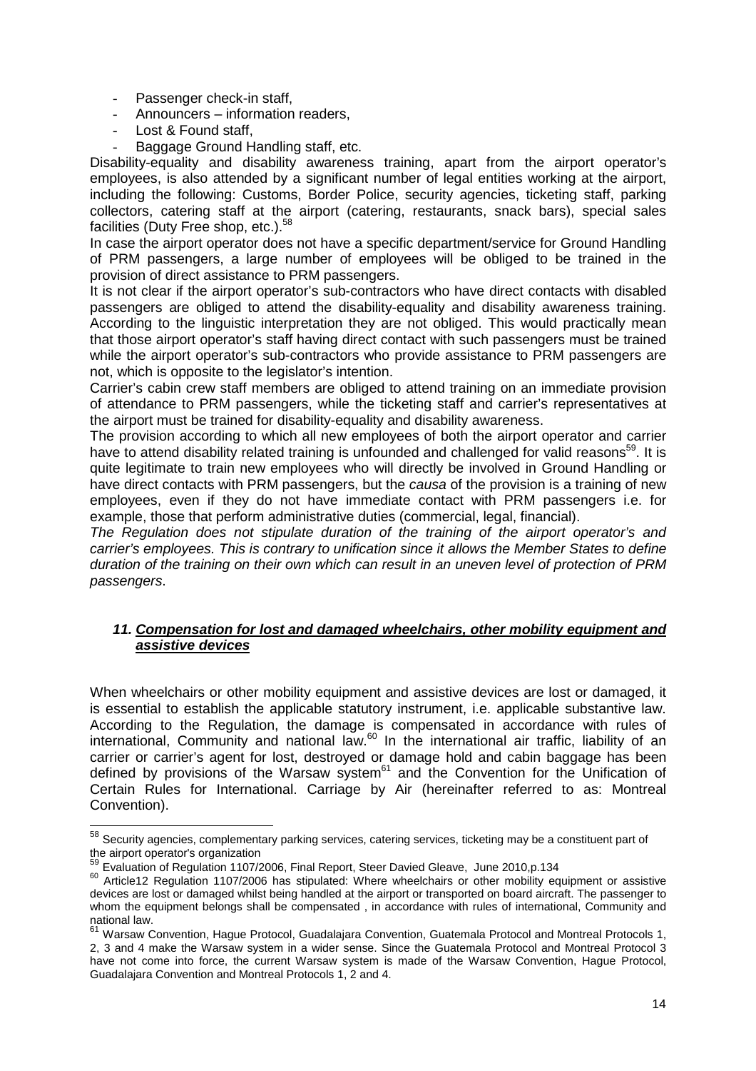- Passenger check-in staff,
- Announcers – information readers,
- Lost & Found staff,
- Baggage Ground Handling staff, etc.

Disability-equality and disability awareness training, apart from the airport operator's employees, is also attended by a significant number of legal entities working at the airport, including the following: Customs, Border Police, security agencies, ticketing staff, parking collectors, catering staff at the airport (catering, restaurants, snack bars), special sales facilities (Duty Free shop, etc.).[58]

In case the airport operator does not have a specific department/service for Ground Handling of PRM passengers, a large number of employees will be obliged to be trained in the provision of direct assistance to PRM passengers.

It is not clear if the airport operator's sub-contractors who have direct contacts with disabled passengers are obliged to attend the disability-equality and disability awareness training. According to the linguistic interpretation they are not obliged. This would practically mean that those airport operator's staff having direct contact with such passengers must be trained while the airport operator's sub-contractors who provide assistance to PRM passengers are not, which is opposite to the legislator's intention.

Carrier's cabin crew staff members are obliged to attend training on an immediate provision of attendance to PRM passengers, while the ticketing staff and carrier's representatives at the airport must be trained for disability-equality and disability awareness.

The provision according to which all new employees of both the airport operator and carrier have to attend disability related training is unfounded and challenged for valid reasons[59]. It is quite legitimate to train new employees who will directly be involved in Ground Handling or have direct contacts with PRM passengers, but the *causa* of the provision is a training of new employees, even if they do not have immediate contact with PRM passengers i.e. for example, those that perform administrative duties (commercial, legal, financial).

*The Regulation does not stipulate duration of the training of the airport operator's and carrier's employees. This is contrary to unification since it allows the Member States to define duration of the training on their own which can result in an uneven level of protection of PRM passengers.*

### *11. Compensation for lost and damaged wheelchairs, other mobility equipment and assistive devices*

When wheelchairs or other mobility equipment and assistive devices are lost or damaged, it is essential to establish the applicable statutory instrument, i.e. applicable substantive law. According to the Regulation, the damage is compensated in accordance with rules of international, Community and national law.[60] In the international air traffic, liability of an carrier or carrier's agent for lost, destroyed or damage hold and cabin baggage has been defined by provisions of the Warsaw system[61] and the Convention for the Unification of Certain Rules for International. Carriage by Air (hereinafter referred to as: Montreal Convention).

---

[58] Security agencies, complementary parking services, catering services, ticketing may be a constituent part of the airport operator's organization

[59] Evaluation of Regulation 1107/2006, Final Report, Steer Davied Gleave, June 2010,p.134

[60] Article12 Regulation 1107/2006 has stipulated: Where wheelchairs or other mobility equipment or assistive devices are lost or damaged whilst being handled at the airport or transported on board aircraft. The passenger to whom the equipment belongs shall be compensated , in accordance with rules of international, Community and national law.

[61] Warsaw Convention, Hague Protocol, Guadalajara Convention, Guatemala Protocol and Montreal Protocols 1, 2, 3 and 4 make the Warsaw system in a wider sense. Since the Guatemala Protocol and Montreal Protocol 3 have not come into force, the current Warsaw system is made of the Warsaw Convention, Hague Protocol, Guadalajara Convention and Montreal Protocols 1, 2 and 4.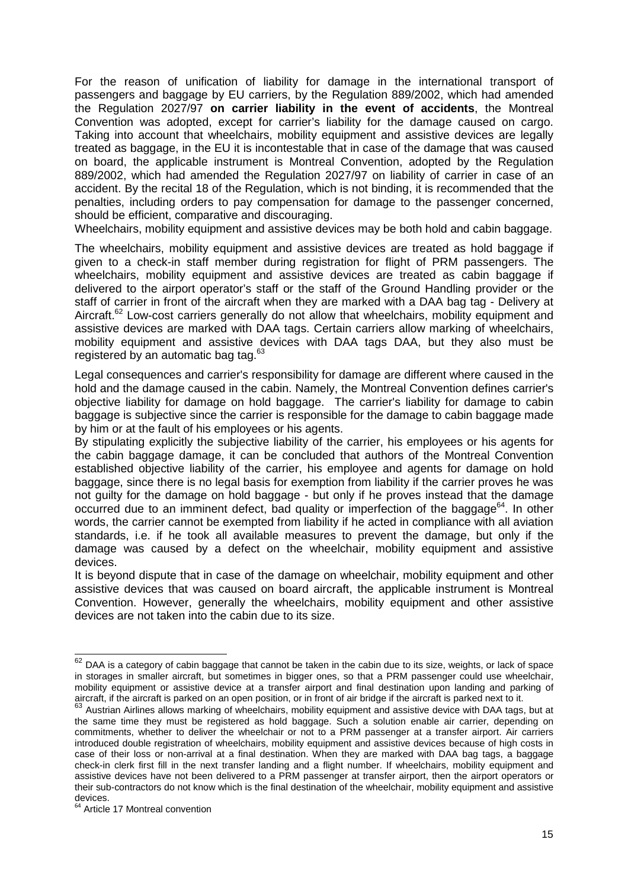For the reason of unification of liability for damage in the international transport of passengers and baggage by EU carriers, by the Regulation 889/2002, which had amended the Regulation 2027/97 **on carrier liability in the event of accidents**, the Montreal Convention was adopted, except for carrier's liability for the damage caused on cargo. Taking into account that wheelchairs, mobility equipment and assistive devices are legally treated as baggage, in the EU it is incontestable that in case of the damage that was caused on board, the applicable instrument is Montreal Convention, adopted by the Regulation 889/2002, which had amended the Regulation 2027/97 on liability of carrier in case of an accident. By the recital 18 of the Regulation, which is not binding, it is recommended that the penalties, including orders to pay compensation for damage to the passenger concerned, should be efficient, comparative and discouraging.

Wheelchairs, mobility equipment and assistive devices may be both hold and cabin baggage.

The wheelchairs, mobility equipment and assistive devices are treated as hold baggage if given to a check-in staff member during registration for flight of PRM passengers. The wheelchairs, mobility equipment and assistive devices are treated as cabin baggage if delivered to the airport operator's staff or the staff of the Ground Handling provider or the staff of carrier in front of the aircraft when they are marked with a DAA bag tag - Delivery at Aircraft.[62] Low-cost carriers generally do not allow that wheelchairs, mobility equipment and assistive devices are marked with DAA tags. Certain carriers allow marking of wheelchairs, mobility equipment and assistive devices with DAA tags DAA, but they also must be registered by an automatic bag tag.[63]

Legal consequences and carrier's responsibility for damage are different where caused in the hold and the damage caused in the cabin. Namely, the Montreal Convention defines carrier's objective liability for damage on hold baggage. The carrier's liability for damage to cabin baggage is subjective since the carrier is responsible for the damage to cabin baggage made by him or at the fault of his employees or his agents.

By stipulating explicitly the subjective liability of the carrier, his employees or his agents for the cabin baggage damage, it can be concluded that authors of the Montreal Convention established objective liability of the carrier, his employee and agents for damage on hold baggage, since there is no legal basis for exemption from liability if the carrier proves he was not guilty for the damage on hold baggage - but only if he proves instead that the damage occurred due to an imminent defect, bad quality or imperfection of the baggage[64]. In other words, the carrier cannot be exempted from liability if he acted in compliance with all aviation standards, i.e. if he took all available measures to prevent the damage, but only if the damage was caused by a defect on the wheelchair, mobility equipment and assistive devices.

It is beyond dispute that in case of the damage on wheelchair, mobility equipment and other assistive devices that was caused on board aircraft, the applicable instrument is Montreal Convention. However, generally the wheelchairs, mobility equipment and other assistive devices are not taken into the cabin due to its size.

---

[62] DAA is a category of cabin baggage that cannot be taken in the cabin due to its size, weights, or lack of space in storages in smaller aircraft, but sometimes in bigger ones, so that a PRM passenger could use wheelchair, mobility equipment or assistive device at a transfer airport and final destination upon landing and parking of aircraft, if the aircraft is parked on an open position, or in front of air bridge if the aircraft is parked next to it.

[63] Austrian Airlines allows marking of wheelchairs, mobility equipment and assistive device with DAA tags, but at the same time they must be registered as hold baggage. Such a solution enable air carrier, depending on commitments, whether to deliver the wheelchair or not to a PRM passenger at a transfer airport. Air carriers introduced double registration of wheelchairs, mobility equipment and assistive devices because of high costs in case of their loss or non-arrival at a final destination. When they are marked with DAA bag tags, a baggage check-in clerk first fill in the next transfer landing and a flight number. If wheelchairs, mobility equipment and assistive devices have not been delivered to a PRM passenger at transfer airport, then the airport operators or their sub-contractors do not know which is the final destination of the wheelchair, mobility equipment and assistive devices.

[64] Article 17 Montreal convention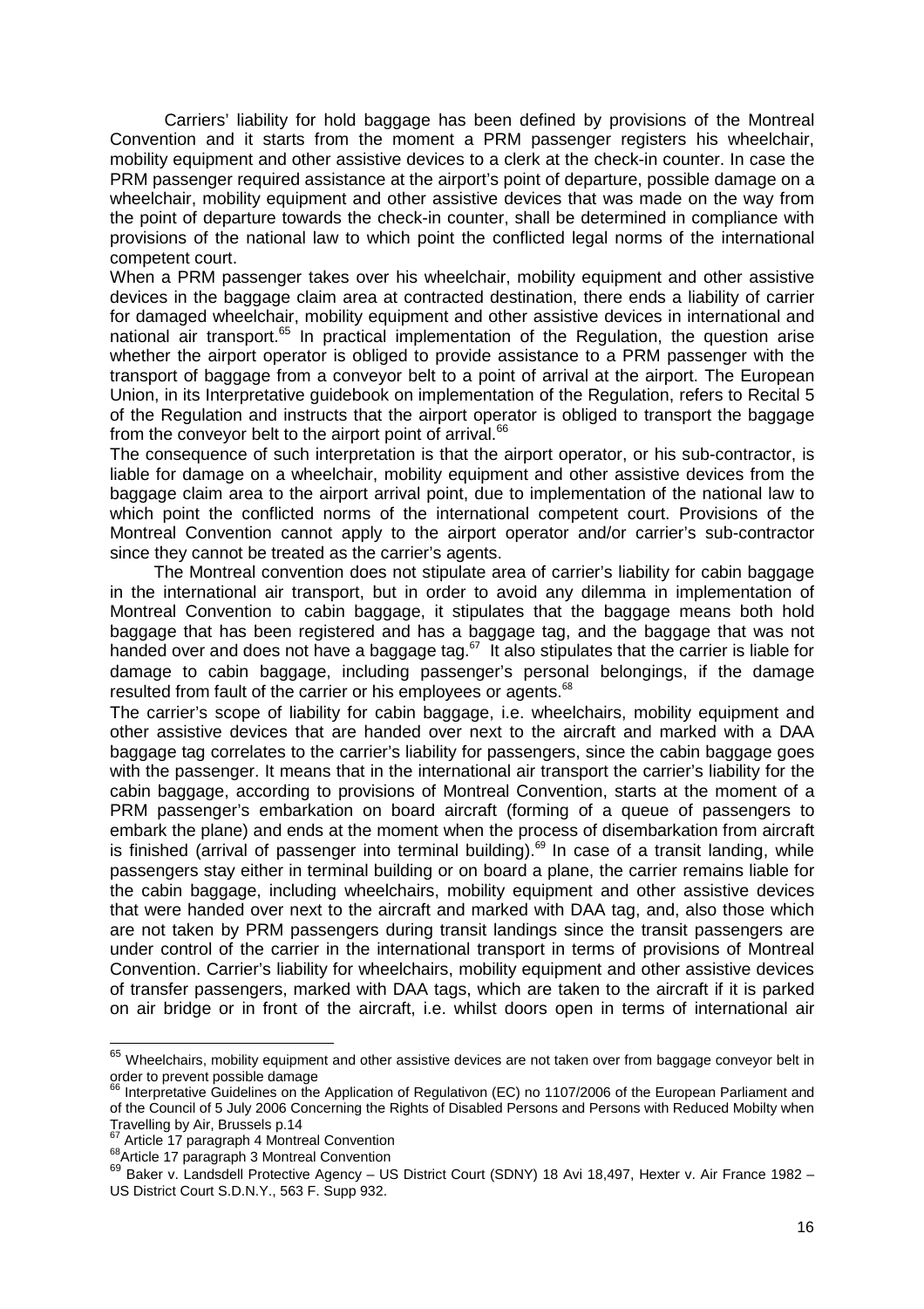Carriers' liability for hold baggage has been defined by provisions of the Montreal Convention and it starts from the moment a PRM passenger registers his wheelchair, mobility equipment and other assistive devices to a clerk at the check-in counter. In case the PRM passenger required assistance at the airport's point of departure, possible damage on a wheelchair, mobility equipment and other assistive devices that was made on the way from the point of departure towards the check-in counter, shall be determined in compliance with provisions of the national law to which point the conflicted legal norms of the international competent court.

When a PRM passenger takes over his wheelchair, mobility equipment and other assistive devices in the baggage claim area at contracted destination, there ends a liability of carrier for damaged wheelchair, mobility equipment and other assistive devices in international and national air transport.[65] In practical implementation of the Regulation, the question arise whether the airport operator is obliged to provide assistance to a PRM passenger with the transport of baggage from a conveyor belt to a point of arrival at the airport. The European Union, in its Interpretative guidebook on implementation of the Regulation, refers to Recital 5 of the Regulation and instructs that the airport operator is obliged to transport the baggage from the conveyor belt to the airport point of arrival.[66]

The consequence of such interpretation is that the airport operator, or his sub-contractor, is liable for damage on a wheelchair, mobility equipment and other assistive devices from the baggage claim area to the airport arrival point, due to implementation of the national law to which point the conflicted norms of the international competent court. Provisions of the Montreal Convention cannot apply to the airport operator and/or carrier's sub-contractor since they cannot be treated as the carrier's agents.

The Montreal convention does not stipulate area of carrier's liability for cabin baggage in the international air transport, but in order to avoid any dilemma in implementation of Montreal Convention to cabin baggage, it stipulates that the baggage means both hold baggage that has been registered and has a baggage tag, and the baggage that was not handed over and does not have a baggage tag.[67] It also stipulates that the carrier is liable for damage to cabin baggage, including passenger's personal belongings, if the damage resulted from fault of the carrier or his employees or agents.[68]

The carrier's scope of liability for cabin baggage, i.e. wheelchairs, mobility equipment and other assistive devices that are handed over next to the aircraft and marked with a DAA baggage tag correlates to the carrier's liability for passengers, since the cabin baggage goes with the passenger. It means that in the international air transport the carrier's liability for the cabin baggage, according to provisions of Montreal Convention, starts at the moment of a PRM passenger's embarkation on board aircraft (forming of a queue of passengers to embark the plane) and ends at the moment when the process of disembarkation from aircraft is finished (arrival of passenger into terminal building).[69] In case of a transit landing, while passengers stay either in terminal building or on board a plane, the carrier remains liable for the cabin baggage, including wheelchairs, mobility equipment and other assistive devices that were handed over next to the aircraft and marked with DAA tag, and, also those which are not taken by PRM passengers during transit landings since the transit passengers are under control of the carrier in the international transport in terms of provisions of Montreal Convention. Carrier's liability for wheelchairs, mobility equipment and other assistive devices of transfer passengers, marked with DAA tags, which are taken to the aircraft if it is parked on air bridge or in front of the aircraft, i.e. whilst doors open in terms of international air

---

[65] Wheelchairs, mobility equipment and other assistive devices are not taken over from baggage conveyor belt in order to prevent possible damage

[66] Interpretative Guidelines on the Application of Regulativon (EC) no 1107/2006 of the European Parliament and of the Council of 5 July 2006 Concerning the Rights of Disabled Persons and Persons with Reduced Mobilty when Travelling by Air, Brussels p.14

[67] Article 17 paragraph 4 Montreal Convention

[68] Article 17 paragraph 3 Montreal Convention

[69] Baker v. Landsdell Protective Agency – US District Court (SDNY) 18 Avi 18,497, Hexter v. Air France 1982 – US District Court S.D.N.Y., 563 F. Supp 932.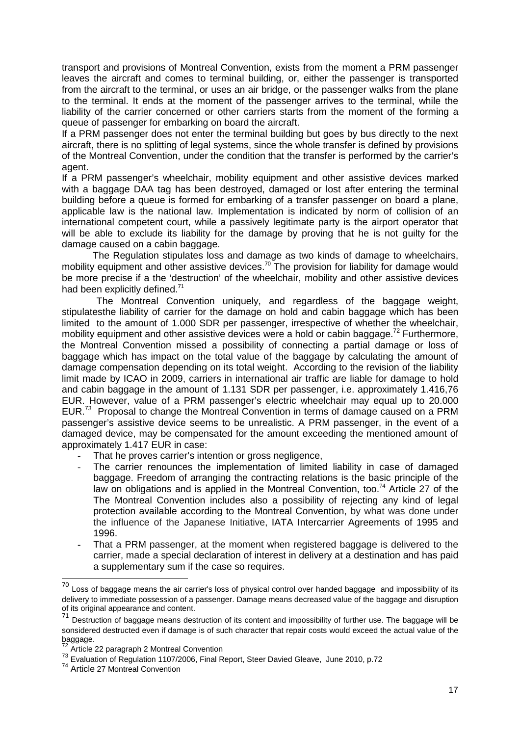transport and provisions of Montreal Convention, exists from the moment a PRM passenger leaves the aircraft and comes to terminal building, or, either the passenger is transported from the aircraft to the terminal, or uses an air bridge, or the passenger walks from the plane to the terminal. It ends at the moment of the passenger arrives to the terminal, while the liability of the carrier concerned or other carriers starts from the moment of the forming a queue of passenger for embarking on board the aircraft.

If a PRM passenger does not enter the terminal building but goes by bus directly to the next aircraft, there is no splitting of legal systems, since the whole transfer is defined by provisions of the Montreal Convention, under the condition that the transfer is performed by the carrier's agent.

If a PRM passenger's wheelchair, mobility equipment and other assistive devices marked with a baggage DAA tag has been destroyed, damaged or lost after entering the terminal building before a queue is formed for embarking of a transfer passenger on board a plane, applicable law is the national law. Implementation is indicated by norm of collision of an international competent court, while a passively legitimate party is the airport operator that will be able to exclude its liability for the damage by proving that he is not guilty for the damage caused on a cabin baggage.

The Regulation stipulates loss and damage as two kinds of damage to wheelchairs, mobility equipment and other assistive devices.[70] The provision for liability for damage would be more precise if a the 'destruction' of the wheelchair, mobility and other assistive devices had been explicitly defined.[71]

The Montreal Convention uniquely, and regardless of the baggage weight, stipulatesthe liability of carrier for the damage on hold and cabin baggage which has been limited to the amount of 1.000 SDR per passenger, irrespective of whether the wheelchair, mobility equipment and other assistive devices were a hold or cabin baggage.[72] Furthermore, the Montreal Convention missed a possibility of connecting a partial damage or loss of baggage which has impact on the total value of the baggage by calculating the amount of damage compensation depending on its total weight. According to the revision of the liability limit made by ICAO in 2009, carriers in international air traffic are liable for damage to hold and cabin baggage in the amount of 1.131 SDR per passenger, i.e. approximately 1.416,76 EUR. However, value of a PRM passenger's electric wheelchair may equal up to 20.000 EUR.[73] Proposal to change the Montreal Convention in terms of damage caused on a PRM passenger's assistive device seems to be unrealistic. A PRM passenger, in the event of a damaged device, may be compensated for the amount exceeding the mentioned amount of approximately 1.417 EUR in case:

- That he proves carrier's intention or gross negligence,
- The carrier renounces the implementation of limited liability in case of damaged baggage. Freedom of arranging the contracting relations is the basic principle of the law on obligations and is applied in the Montreal Convention, too.[74] Article 27 of the The Montreal Convention includes also a possibility of rejecting any kind of legal protection available according to the Montreal Convention, by what was done under the influence of the Japanese Initiative, IATA Intercarrier Agreements of 1995 and 1996.
- That a PRM passenger, at the moment when registered baggage is delivered to the carrier, made a special declaration of interest in delivery at a destination and has paid a supplementary sum if the case so requires.

---

[70] Loss of baggage means the air carrier's loss of physical control over handed baggage and impossibility of its delivery to immediate possession of a passenger. Damage means decreased value of the baggage and disruption of its original appearance and content.

[71] Destruction of baggage means destruction of its content and impossibility of further use. The baggage will be sonsidered destructed even if damage is of such character that repair costs would exceed the actual value of the baggage.

[72] Article 22 paragraph 2 Montreal Convention

[73] Evaluation of Regulation 1107/2006, Final Report, Steer Davied Gleave, June 2010, p.72

[74] Article 27 Montreal Convention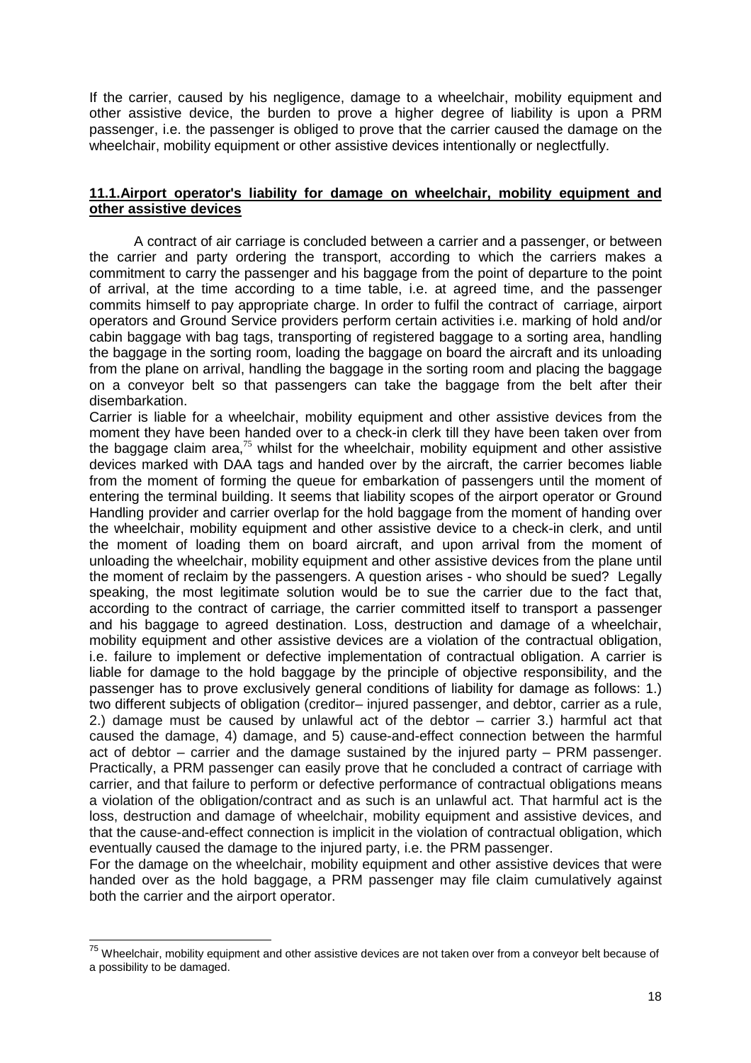If the carrier, caused by his negligence, damage to a wheelchair, mobility equipment and other assistive device, the burden to prove a higher degree of liability is upon a PRM passenger, i.e. the passenger is obliged to prove that the carrier caused the damage on the wheelchair, mobility equipment or other assistive devices intentionally or neglectfully.

## **11.1.Airport operator's liability for damage on wheelchair, mobility equipment and other assistive devices**

A contract of air carriage is concluded between a carrier and a passenger, or between the carrier and party ordering the transport, according to which the carriers makes a commitment to carry the passenger and his baggage from the point of departure to the point of arrival, at the time according to a time table, i.e. at agreed time, and the passenger commits himself to pay appropriate charge. In order to fulfil the contract of carriage, airport operators and Ground Service providers perform certain activities i.e. marking of hold and/or cabin baggage with bag tags, transporting of registered baggage to a sorting area, handling the baggage in the sorting room, loading the baggage on board the aircraft and its unloading from the plane on arrival, handling the baggage in the sorting room and placing the baggage on a conveyor belt so that passengers can take the baggage from the belt after their disembarkation.

Carrier is liable for a wheelchair, mobility equipment and other assistive devices from the moment they have been handed over to a check-in clerk till they have been taken over from the baggage claim area,[75] whilst for the wheelchair, mobility equipment and other assistive devices marked with DAA tags and handed over by the aircraft, the carrier becomes liable from the moment of forming the queue for embarkation of passengers until the moment of entering the terminal building. It seems that liability scopes of the airport operator or Ground Handling provider and carrier overlap for the hold baggage from the moment of handing over the wheelchair, mobility equipment and other assistive device to a check-in clerk, and until the moment of loading them on board aircraft, and upon arrival from the moment of unloading the wheelchair, mobility equipment and other assistive devices from the plane until the moment of reclaim by the passengers. A question arises - who should be sued? Legally speaking, the most legitimate solution would be to sue the carrier due to the fact that, according to the contract of carriage, the carrier committed itself to transport a passenger and his baggage to agreed destination. Loss, destruction and damage of a wheelchair, mobility equipment and other assistive devices are a violation of the contractual obligation, i.e. failure to implement or defective implementation of contractual obligation. A carrier is liable for damage to the hold baggage by the principle of objective responsibility, and the passenger has to prove exclusively general conditions of liability for damage as follows: 1.) two different subjects of obligation (creditor– injured passenger, and debtor, carrier as a rule, 2.) damage must be caused by unlawful act of the debtor – carrier 3.) harmful act that caused the damage, 4) damage, and 5) cause-and-effect connection between the harmful act of debtor – carrier and the damage sustained by the injured party – PRM passenger. Practically, a PRM passenger can easily prove that he concluded a contract of carriage with carrier, and that failure to perform or defective performance of contractual obligations means a violation of the obligation/contract and as such is an unlawful act. That harmful act is the loss, destruction and damage of wheelchair, mobility equipment and assistive devices, and that the cause-and-effect connection is implicit in the violation of contractual obligation, which eventually caused the damage to the injured party, i.e. the PRM passenger.

For the damage on the wheelchair, mobility equipment and other assistive devices that were handed over as the hold baggage, a PRM passenger may file claim cumulatively against both the carrier and the airport operator.

---

[75] Wheelchair, mobility equipment and other assistive devices are not taken over from a conveyor belt because of a possibility to be damaged.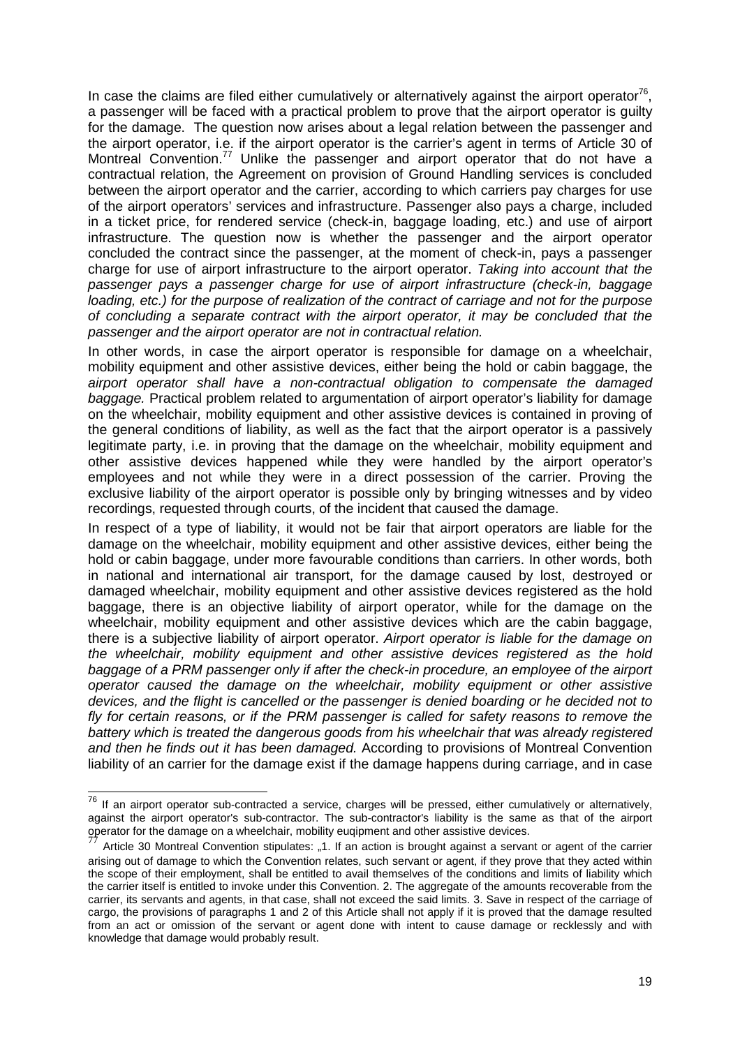In case the claims are filed either cumulatively or alternatively against the airport operator[76], a passenger will be faced with a practical problem to prove that the airport operator is guilty for the damage. The question now arises about a legal relation between the passenger and the airport operator, i.e. if the airport operator is the carrier's agent in terms of Article 30 of Montreal Convention.[77] Unlike the passenger and airport operator that do not have a contractual relation, the Agreement on provision of Ground Handling services is concluded between the airport operator and the carrier, according to which carriers pay charges for use of the airport operators' services and infrastructure. Passenger also pays a charge, included in a ticket price, for rendered service (check-in, baggage loading, etc.) and use of airport infrastructure. The question now is whether the passenger and the airport operator concluded the contract since the passenger, at the moment of check-in, pays a passenger charge for use of airport infrastructure to the airport operator. *Taking into account that the passenger pays a passenger charge for use of airport infrastructure (check-in, baggage loading, etc.) for the purpose of realization of the contract of carriage and not for the purpose of concluding a separate contract with the airport operator, it may be concluded that the passenger and the airport operator are not in contractual relation.*

In other words, in case the airport operator is responsible for damage on a wheelchair, mobility equipment and other assistive devices, either being the hold or cabin baggage, the *airport operator shall have a non-contractual obligation to compensate the damaged baggage.* Practical problem related to argumentation of airport operator's liability for damage on the wheelchair, mobility equipment and other assistive devices is contained in proving of the general conditions of liability, as well as the fact that the airport operator is a passively legitimate party, i.e. in proving that the damage on the wheelchair, mobility equipment and other assistive devices happened while they were handled by the airport operator's employees and not while they were in a direct possession of the carrier. Proving the exclusive liability of the airport operator is possible only by bringing witnesses and by video recordings, requested through courts, of the incident that caused the damage.

In respect of a type of liability, it would not be fair that airport operators are liable for the damage on the wheelchair, mobility equipment and other assistive devices, either being the hold or cabin baggage, under more favourable conditions than carriers. In other words, both in national and international air transport, for the damage caused by lost, destroyed or damaged wheelchair, mobility equipment and other assistive devices registered as the hold baggage, there is an objective liability of airport operator, while for the damage on the wheelchair, mobility equipment and other assistive devices which are the cabin baggage, there is a subjective liability of airport operator. *Airport operator is liable for the damage on the wheelchair, mobility equipment and other assistive devices registered as the hold baggage of a PRM passenger only if after the check-in procedure, an employee of the airport operator caused the damage on the wheelchair, mobility equipment or other assistive devices, and the flight is cancelled or the passenger is denied boarding or he decided not to fly for certain reasons, or if the PRM passenger is called for safety reasons to remove the battery which is treated the dangerous goods from his wheelchair that was already registered and then he finds out it has been damaged.* According to provisions of Montreal Convention liability of an carrier for the damage exist if the damage happens during carriage, and in case

---

[76] If an airport operator sub-contracted a service, charges will be pressed, either cumulatively or alternatively, against the airport operator's sub-contractor. The sub-contractor's liability is the same as that of the airport operator for the damage on a wheelchair, mobility euqipment and other assistive devices.

[77] Article 30 Montreal Convention stipulates: „1. If an action is brought against a servant or agent of the carrier arising out of damage to which the Convention relates, such servant or agent, if they prove that they acted within the scope of their employment, shall be entitled to avail themselves of the conditions and limits of liability which the carrier itself is entitled to invoke under this Convention. 2. The aggregate of the amounts recoverable from the carrier, its servants and agents, in that case, shall not exceed the said limits. 3. Save in respect of the carriage of cargo, the provisions of paragraphs 1 and 2 of this Article shall not apply if it is proved that the damage resulted from an act or omission of the servant or agent done with intent to cause damage or recklessly and with knowledge that damage would probably result.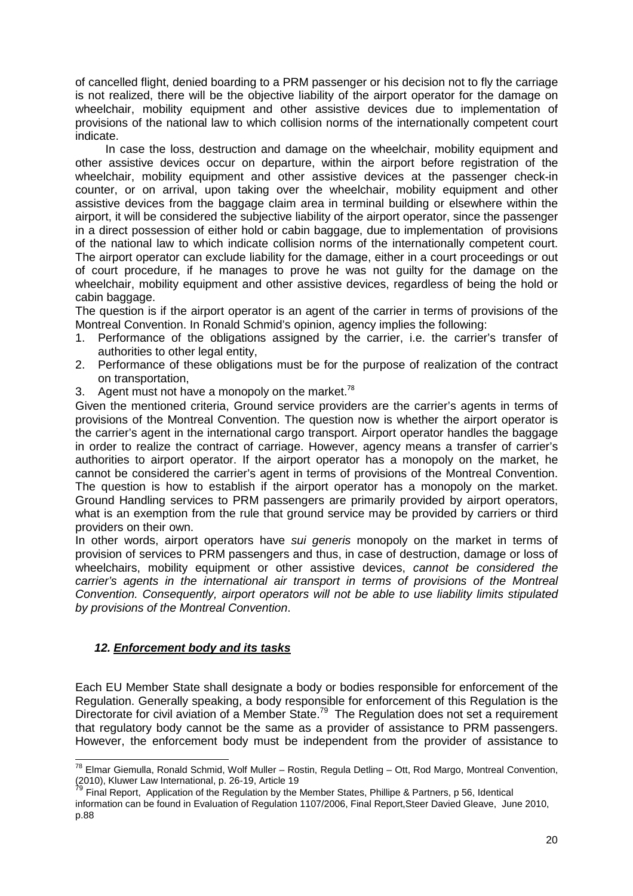of cancelled flight, denied boarding to a PRM passenger or his decision not to fly the carriage is not realized, there will be the objective liability of the airport operator for the damage on wheelchair, mobility equipment and other assistive devices due to implementation of provisions of the national law to which collision norms of the internationally competent court indicate.

In case the loss, destruction and damage on the wheelchair, mobility equipment and other assistive devices occur on departure, within the airport before registration of the wheelchair, mobility equipment and other assistive devices at the passenger check-in counter, or on arrival, upon taking over the wheelchair, mobility equipment and other assistive devices from the baggage claim area in terminal building or elsewhere within the airport, it will be considered the subjective liability of the airport operator, since the passenger in a direct possession of either hold or cabin baggage, due to implementation of provisions of the national law to which indicate collision norms of the internationally competent court. The airport operator can exclude liability for the damage, either in a court proceedings or out of court procedure, if he manages to prove he was not guilty for the damage on the wheelchair, mobility equipment and other assistive devices, regardless of being the hold or cabin baggage.

The question is if the airport operator is an agent of the carrier in terms of provisions of the Montreal Convention. In Ronald Schmid's opinion, agency implies the following:

1. Performance of the obligations assigned by the carrier, i.e. the carrier's transfer of authorities to other legal entity,
2. Performance of these obligations must be for the purpose of realization of the contract on transportation,
3. Agent must not have a monopoly on the market.[78]

Given the mentioned criteria, Ground service providers are the carrier's agents in terms of provisions of the Montreal Convention. The question now is whether the airport operator is the carrier's agent in the international cargo transport. Airport operator handles the baggage in order to realize the contract of carriage. However, agency means a transfer of carrier's authorities to airport operator. If the airport operator has a monopoly on the market, he cannot be considered the carrier's agent in terms of provisions of the Montreal Convention. The question is how to establish if the airport operator has a monopoly on the market. Ground Handling services to PRM passengers are primarily provided by airport operators, what is an exemption from the rule that ground service may be provided by carriers or third providers on their own.

In other words, airport operators have *sui generis* monopoly on the market in terms of provision of services to PRM passengers and thus, in case of destruction, damage or loss of wheelchairs, mobility equipment or other assistive devices, *cannot be considered the carrier's agents in the international air transport in terms of provisions of the Montreal Convention. Consequently, airport operators will not be able to use liability limits stipulated by provisions of the Montreal Convention*.

### *12. Enforcement body and its tasks*

Each EU Member State shall designate a body or bodies responsible for enforcement of the Regulation. Generally speaking, a body responsible for enforcement of this Regulation is the Directorate for civil aviation of a Member State.[79] The Regulation does not set a requirement that regulatory body cannot be the same as a provider of assistance to PRM passengers. However, the enforcement body must be independent from the provider of assistance to

---

[78] Elmar Giemulla, Ronald Schmid, Wolf Muller – Rostin, Regula Detling – Ott, Rod Margo, Montreal Convention, (2010), Kluwer Law International, p. 26-19, Article 19

[79] Final Report, Application of the Regulation by the Member States, Phillipe & Partners, p 56, Identical information can be found in Evaluation of Regulation 1107/2006, Final Report,Steer Davied Gleave, June 2010, p.88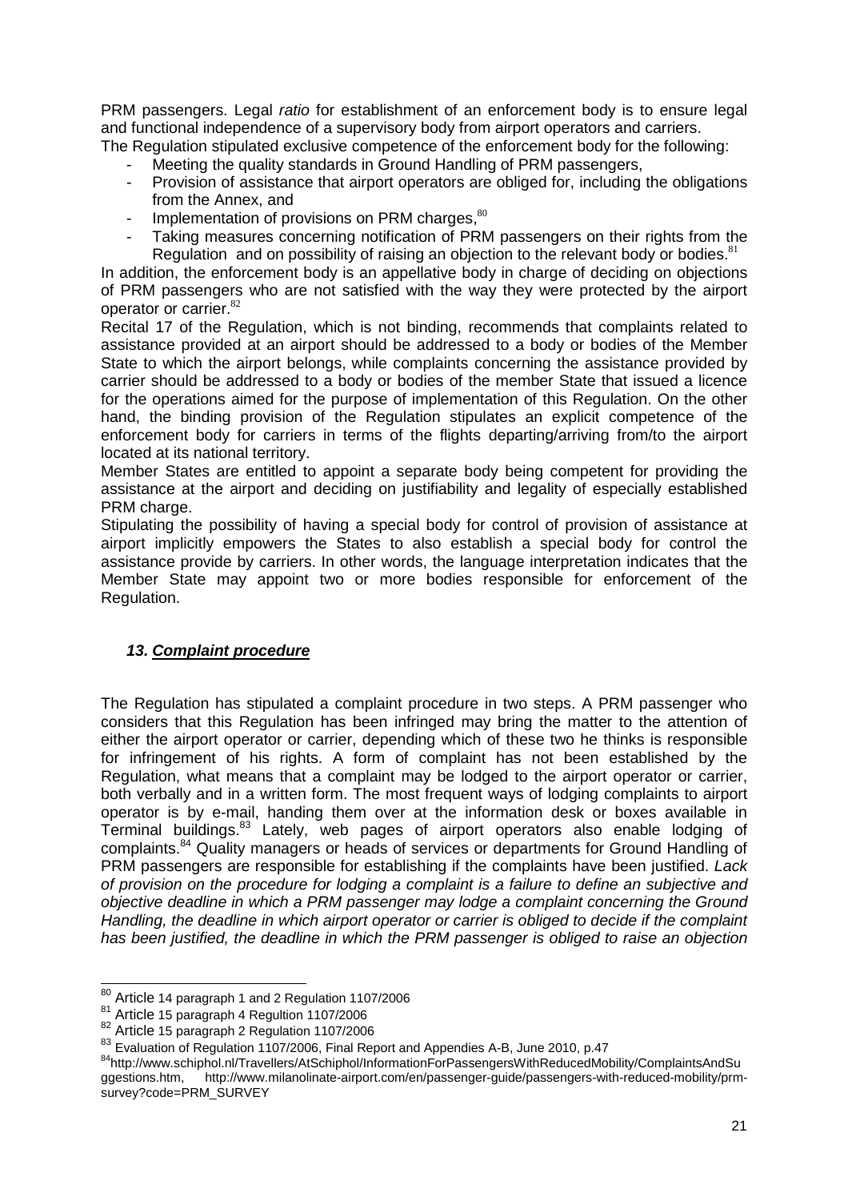PRM passengers. Legal *ratio* for establishment of an enforcement body is to ensure legal and functional independence of a supervisory body from airport operators and carriers.
The Regulation stipulated exclusive competence of the enforcement body for the following:

- Meeting the quality standards in Ground Handling of PRM passengers,
- Provision of assistance that airport operators are obliged for, including the obligations from the Annex, and
- Implementation of provisions on PRM charges,[80]
- Taking measures concerning notification of PRM passengers on their rights from the Regulation and on possibility of raising an objection to the relevant body or bodies.[81]

In addition, the enforcement body is an appellative body in charge of deciding on objections of PRM passengers who are not satisfied with the way they were protected by the airport operator or carrier.[82]
Recital 17 of the Regulation, which is not binding, recommends that complaints related to assistance provided at an airport should be addressed to a body or bodies of the Member State to which the airport belongs, while complaints concerning the assistance provided by carrier should be addressed to a body or bodies of the member State that issued a licence for the operations aimed for the purpose of implementation of this Regulation. On the other hand, the binding provision of the Regulation stipulates an explicit competence of the enforcement body for carriers in terms of the flights departing/arriving from/to the airport located at its national territory.
Member States are entitled to appoint a separate body being competent for providing the assistance at the airport and deciding on justifiability and legality of especially established PRM charge.
Stipulating the possibility of having a special body for control of provision of assistance at airport implicitly empowers the States to also establish a special body for control the assistance provide by carriers. In other words, the language interpretation indicates that the Member State may appoint two or more bodies responsible for enforcement of the Regulation.

## *13. Complaint procedure*

The Regulation has stipulated a complaint procedure in two steps. A PRM passenger who considers that this Regulation has been infringed may bring the matter to the attention of either the airport operator or carrier, depending which of these two he thinks is responsible for infringement of his rights. A form of complaint has not been established by the Regulation, what means that a complaint may be lodged to the airport operator or carrier, both verbally and in a written form. The most frequent ways of lodging complaints to airport operator is by e-mail, handing them over at the information desk or boxes available in Terminal buildings.[83] Lately, web pages of airport operators also enable lodging of complaints.[84] Quality managers or heads of services or departments for Ground Handling of PRM passengers are responsible for establishing if the complaints have been justified. *Lack of provision on the procedure for lodging a complaint is a failure to define an subjective and objective deadline in which a PRM passenger may lodge a complaint concerning the Ground Handling, the deadline in which airport operator or carrier is obliged to decide if the complaint has been justified, the deadline in which the PRM passenger is obliged to raise an objection*

---

[80] Article 14 paragraph 1 and 2 Regulation 1107/2006
[81] Article 15 paragraph 4 Regultion 1107/2006
[82] Article 15 paragraph 2 Regulation 1107/2006
[83] Evaluation of Regulation 1107/2006, Final Report and Appendies A-B, June 2010, p.47
[84] http://www.schiphol.nl/Travellers/AtSchiphol/InformationForPassengersWithReducedMobility/ComplaintsAndSuggestions.htm, http://www.milanolinate-airport.com/en/passenger-guide/passengers-with-reduced-mobility/prm-survey?code=PRM_SURVEY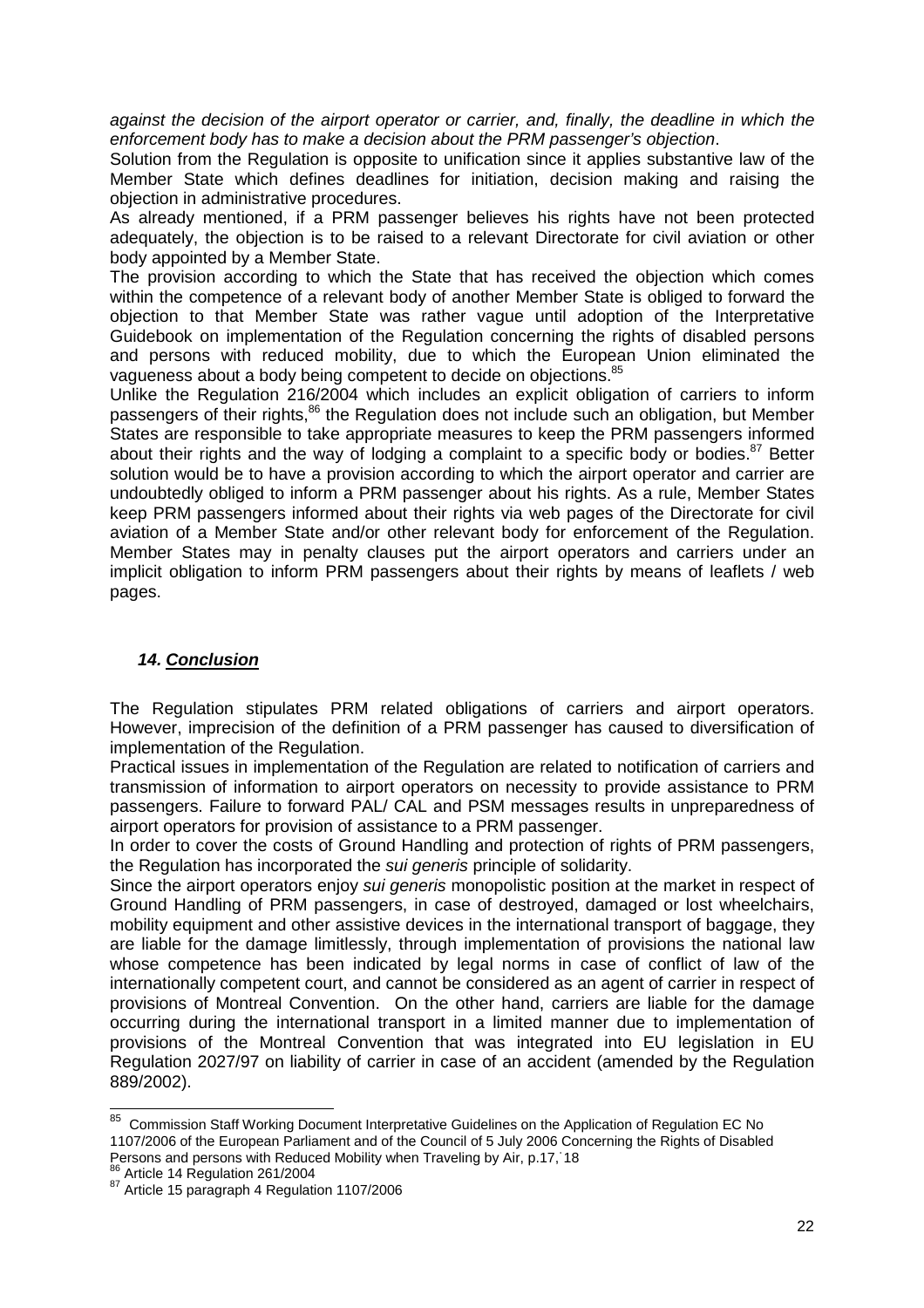*against the decision of the airport operator or carrier, and, finally, the deadline in which the enforcement body has to make a decision about the PRM passenger's objection*.

Solution from the Regulation is opposite to unification since it applies substantive law of the Member State which defines deadlines for initiation, decision making and raising the objection in administrative procedures.

As already mentioned, if a PRM passenger believes his rights have not been protected adequately, the objection is to be raised to a relevant Directorate for civil aviation or other body appointed by a Member State.

The provision according to which the State that has received the objection which comes within the competence of a relevant body of another Member State is obliged to forward the objection to that Member State was rather vague until adoption of the Interpretative Guidebook on implementation of the Regulation concerning the rights of disabled persons and persons with reduced mobility, due to which the European Union eliminated the vagueness about a body being competent to decide on objections.[85]

Unlike the Regulation 216/2004 which includes an explicit obligation of carriers to inform passengers of their rights,[86] the Regulation does not include such an obligation, but Member States are responsible to take appropriate measures to keep the PRM passengers informed about their rights and the way of lodging a complaint to a specific body or bodies.[87] Better solution would be to have a provision according to which the airport operator and carrier are undoubtedly obliged to inform a PRM passenger about his rights. As a rule, Member States keep PRM passengers informed about their rights via web pages of the Directorate for civil aviation of a Member State and/or other relevant body for enforcement of the Regulation. Member States may in penalty clauses put the airport operators and carriers under an implicit obligation to inform PRM passengers about their rights by means of leaflets / web pages.

## *14. Conclusion*

The Regulation stipulates PRM related obligations of carriers and airport operators. However, imprecision of the definition of a PRM passenger has caused to diversification of implementation of the Regulation.

Practical issues in implementation of the Regulation are related to notification of carriers and transmission of information to airport operators on necessity to provide assistance to PRM passengers. Failure to forward PAL/ CAL and PSM messages results in unpreparedness of airport operators for provision of assistance to a PRM passenger.

In order to cover the costs of Ground Handling and protection of rights of PRM passengers, the Regulation has incorporated the *sui generis* principle of solidarity.

Since the airport operators enjoy *sui generis* monopolistic position at the market in respect of Ground Handling of PRM passengers, in case of destroyed, damaged or lost wheelchairs, mobility equipment and other assistive devices in the international transport of baggage, they are liable for the damage limitlessly, through implementation of provisions the national law whose competence has been indicated by legal norms in case of conflict of law of the internationally competent court, and cannot be considered as an agent of carrier in respect of provisions of Montreal Convention. On the other hand, carriers are liable for the damage occurring during the international transport in a limited manner due to implementation of provisions of the Montreal Convention that was integrated into EU legislation in EU Regulation 2027/97 on liability of carrier in case of an accident (amended by the Regulation 889/2002).

---

[85] Commission Staff Working Document Interpretative Guidelines on the Application of Regulation EC No 1107/2006 of the European Parliament and of the Council of 5 July 2006 Concerning the Rights of Disabled Persons and persons with Reduced Mobility when Traveling by Air, p.17, 18

[86] Article 14 Regulation 261/2004

[87] Article 15 paragraph 4 Regulation 1107/2006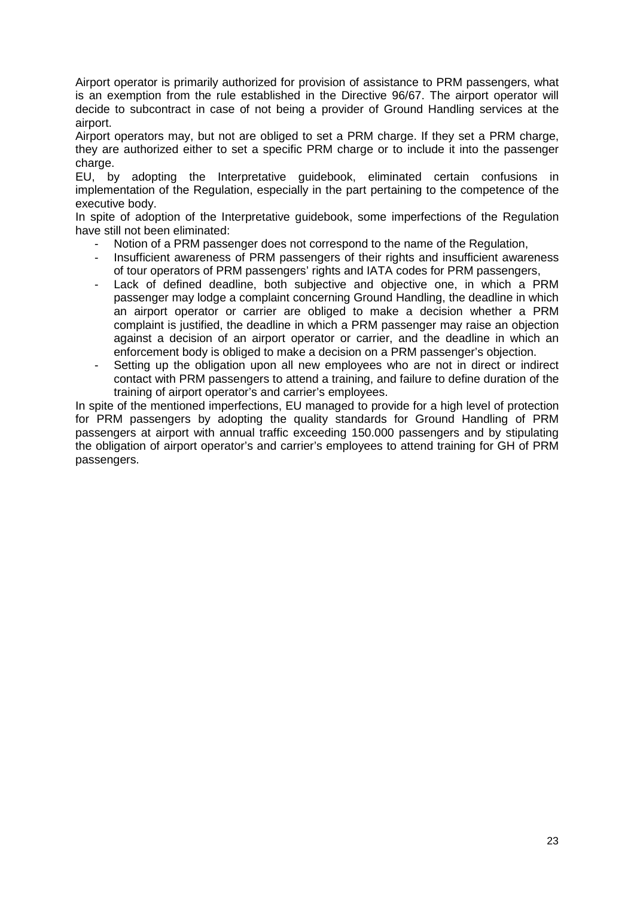Airport operator is primarily authorized for provision of assistance to PRM passengers, what is an exemption from the rule established in the Directive 96/67. The airport operator will decide to subcontract in case of not being a provider of Ground Handling services at the airport.

Airport operators may, but not are obliged to set a PRM charge. If they set a PRM charge, they are authorized either to set a specific PRM charge or to include it into the passenger charge.

EU, by adopting the Interpretative guidebook, eliminated certain confusions in implementation of the Regulation, especially in the part pertaining to the competence of the executive body.

In spite of adoption of the Interpretative guidebook, some imperfections of the Regulation have still not been eliminated:

- Notion of a PRM passenger does not correspond to the name of the Regulation,
- Insufficient awareness of PRM passengers of their rights and insufficient awareness of tour operators of PRM passengers' rights and IATA codes for PRM passengers,
- Lack of defined deadline, both subjective and objective one, in which a PRM passenger may lodge a complaint concerning Ground Handling, the deadline in which an airport operator or carrier are obliged to make a decision whether a PRM complaint is justified, the deadline in which a PRM passenger may raise an objection against a decision of an airport operator or carrier, and the deadline in which an enforcement body is obliged to make a decision on a PRM passenger's objection.
- Setting up the obligation upon all new employees who are not in direct or indirect contact with PRM passengers to attend a training, and failure to define duration of the training of airport operator's and carrier's employees.

In spite of the mentioned imperfections, EU managed to provide for a high level of protection for PRM passengers by adopting the quality standards for Ground Handling of PRM passengers at airport with annual traffic exceeding 150.000 passengers and by stipulating the obligation of airport operator's and carrier's employees to attend training for GH of PRM passengers.